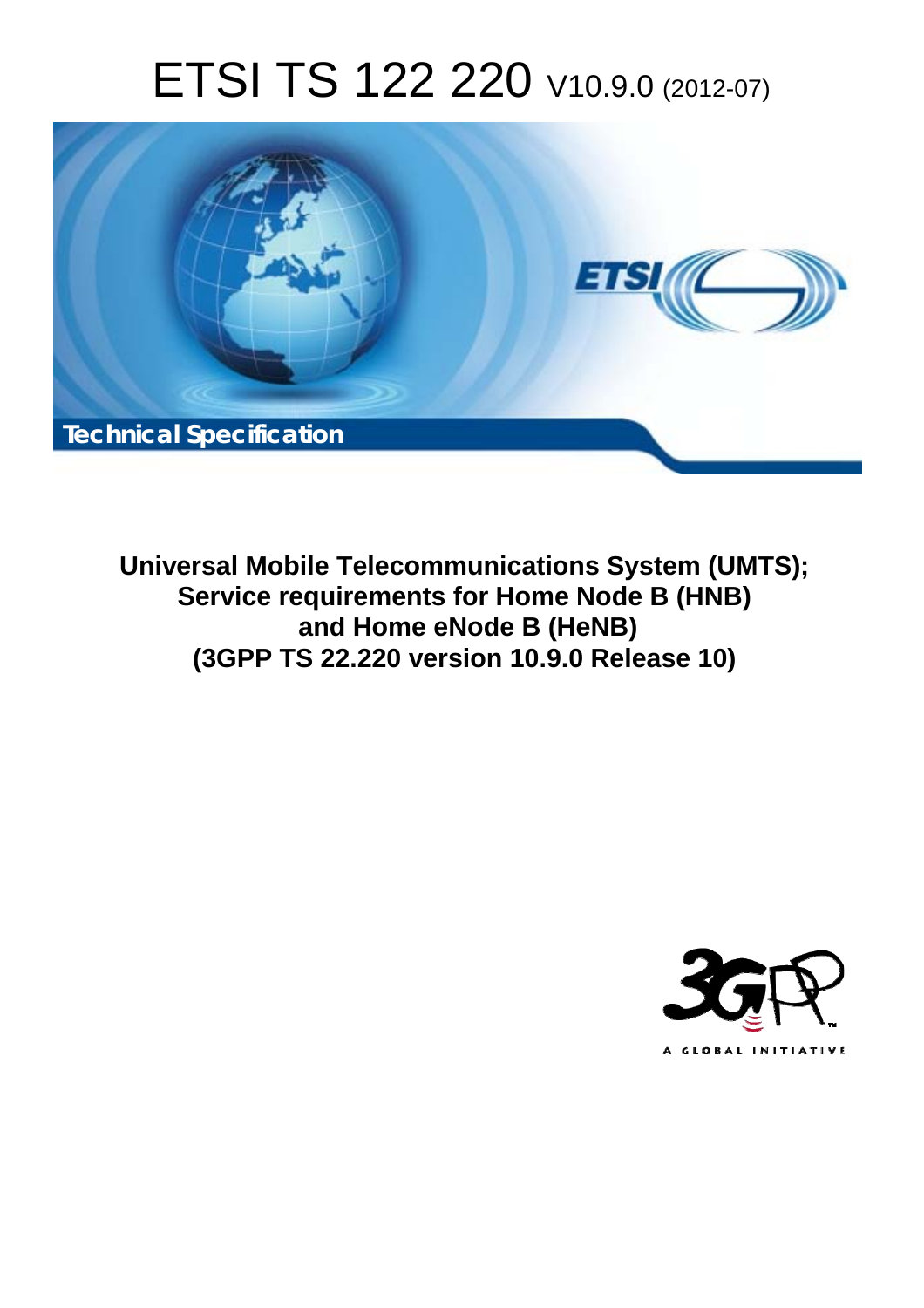# ETSI TS 122 220 V10.9.0 (2012-07)

Technical Specification

**Universal Mobile Telecommunications System (UMTS); Service requirements for Home Node B (HNB) and Home eNode B (HeNB) (3GPP TS 22.220 version 10.9.0 Release 10)**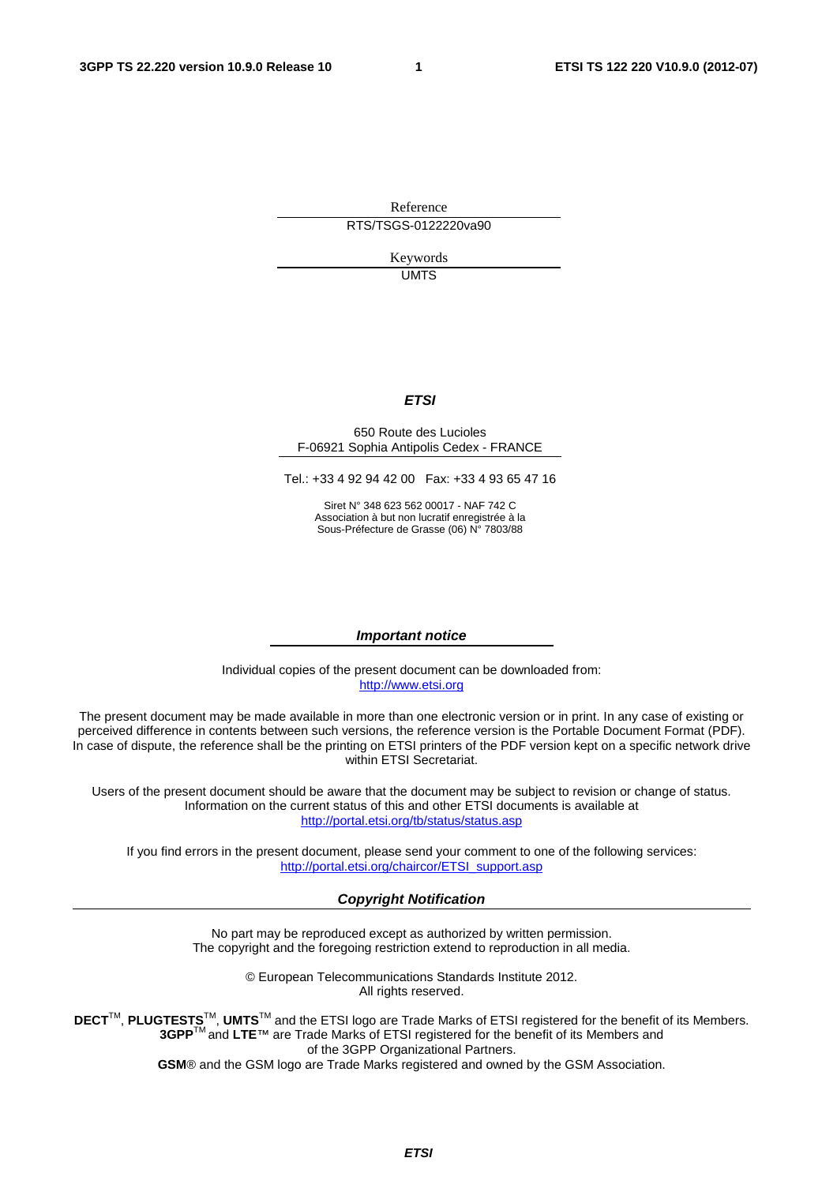Reference

RTS/TSGS-0122220va90

Keywords

UMTS

***ETSI***

650 Route des Lucioles
F-06921 Sophia Antipolis Cedex - FRANCE

Tel.: +33 4 92 94 42 00 Fax: +33 4 93 65 47 16

Siret N° 348 623 562 00017 - NAF 742 C
Association à but non lucratif enregistrée à la
Sous-Préfecture de Grasse (06) N° 7803/88

***Important notice***

Individual copies of the present document can be downloaded from:
http://www.etsi.org

The present document may be made available in more than one electronic version or in print. In any case of existing or perceived difference in contents between such versions, the reference version is the Portable Document Format (PDF). In case of dispute, the reference shall be the printing on ETSI printers of the PDF version kept on a specific network drive within ETSI Secretariat.

Users of the present document should be aware that the document may be subject to revision or change of status. Information on the current status of this and other ETSI documents is available at
http://portal.etsi.org/tb/status/status.asp

If you find errors in the present document, please send your comment to one of the following services:
http://portal.etsi.org/chaircor/ETSI_support.asp

***Copyright Notification***

No part may be reproduced except as authorized by written permission.
The copyright and the foregoing restriction extend to reproduction in all media.

© European Telecommunications Standards Institute 2012.
All rights reserved.

**DECT**™, **PLUGTESTS**™, **UMTS**™ and the ETSI logo are Trade Marks of ETSI registered for the benefit of its Members.
**3GPP**™ and **LTE**™ are Trade Marks of ETSI registered for the benefit of its Members and of the 3GPP Organizational Partners.
**GSM**® and the GSM logo are Trade Marks registered and owned by the GSM Association.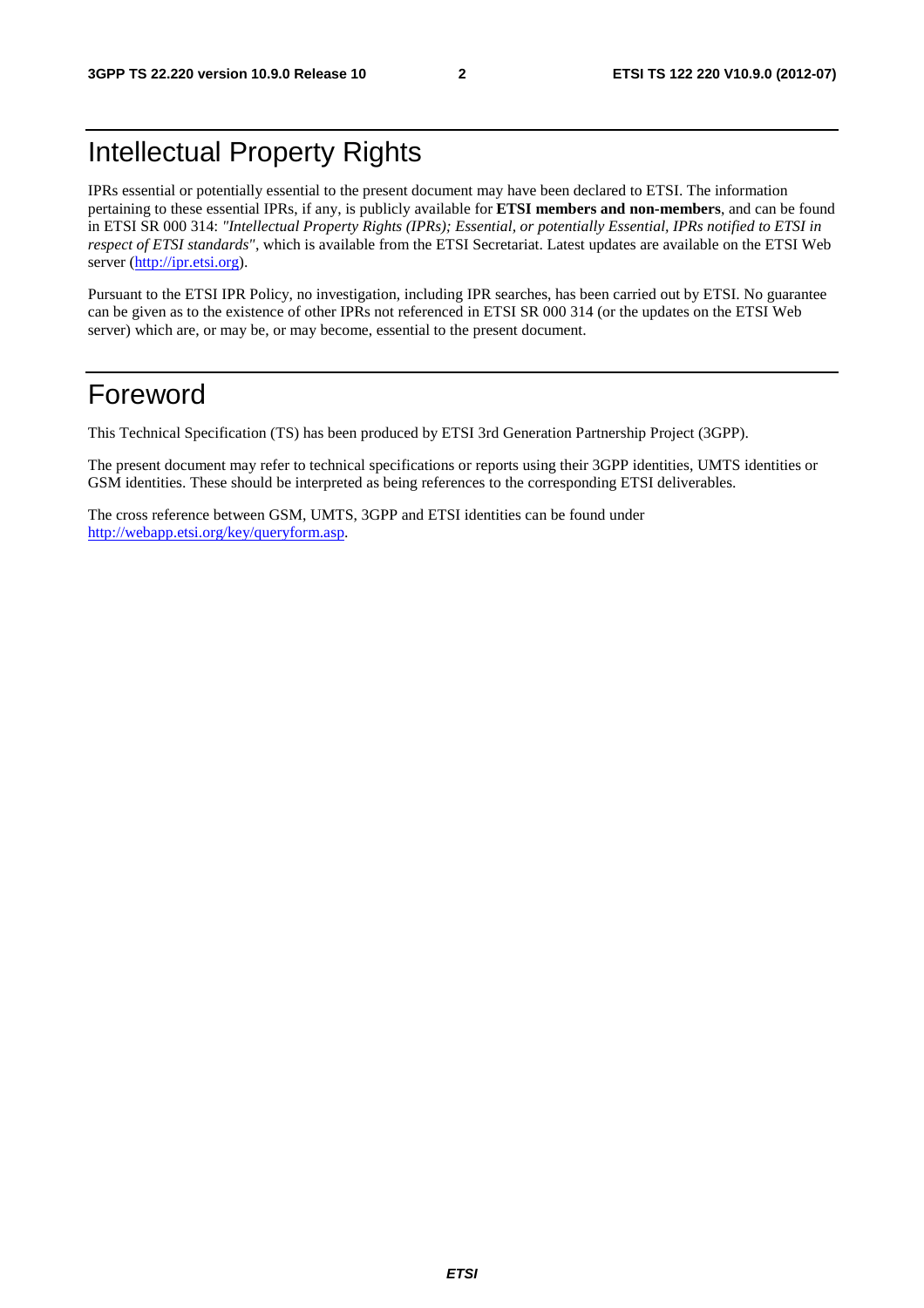# Intellectual Property Rights

IPRs essential or potentially essential to the present document may have been declared to ETSI. The information pertaining to these essential IPRs, if any, is publicly available for **ETSI members and non-members**, and can be found in ETSI SR 000 314: *"Intellectual Property Rights (IPRs); Essential, or potentially Essential, IPRs notified to ETSI in respect of ETSI standards"*, which is available from the ETSI Secretariat. Latest updates are available on the ETSI Web server (http://ipr.etsi.org).

Pursuant to the ETSI IPR Policy, no investigation, including IPR searches, has been carried out by ETSI. No guarantee can be given as to the existence of other IPRs not referenced in ETSI SR 000 314 (or the updates on the ETSI Web server) which are, or may be, or may become, essential to the present document.

# Foreword

This Technical Specification (TS) has been produced by ETSI 3rd Generation Partnership Project (3GPP).

The present document may refer to technical specifications or reports using their 3GPP identities, UMTS identities or GSM identities. These should be interpreted as being references to the corresponding ETSI deliverables.

The cross reference between GSM, UMTS, 3GPP and ETSI identities can be found under http://webapp.etsi.org/key/queryform.asp.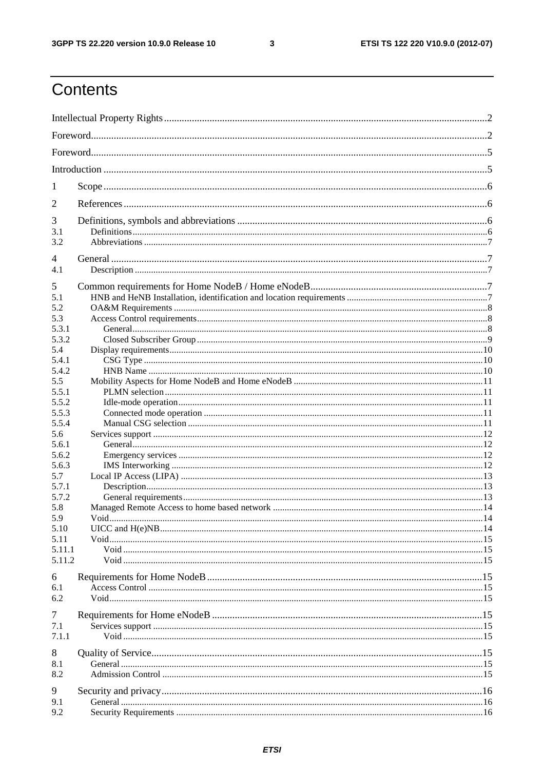# Contents

Intellectual Property Rights ........ 2
Foreword ........ 2
Foreword ........ 5
Introduction ........ 5

1 Scope ........ 6
2 References ........ 6
3 Definitions, symbols and abbreviations ........ 6
3.1 Definitions ........ 6
3.2 Abbreviations ........ 7
4 General ........ 7
4.1 Description ........ 7
5 Common requirements for Home NodeB / Home eNodeB ........ 7
5.1 HNB and HeNB Installation, identification and location requirements ........ 7
5.2 OA&M Requirements ........ 8
5.3 Access Control requirements ........ 8
5.3.1 General ........ 8
5.3.2 Closed Subscriber Group ........ 9
5.4 Display requirements ........ 10
5.4.1 CSG Type ........ 10
5.4.2 HNB Name ........ 10
5.5 Mobility Aspects for Home NodeB and Home eNodeB ........ 11
5.5.1 PLMN selection ........ 11
5.5.2 Idle-mode operation ........ 11
5.5.3 Connected mode operation ........ 11
5.5.4 Manual CSG selection ........ 11
5.6 Services support ........ 12
5.6.1 General ........ 12
5.6.2 Emergency services ........ 12
5.6.3 IMS Interworking ........ 12
5.7 Local IP Access (LIPA) ........ 13
5.7.1 Description ........ 13
5.7.2 General requirements ........ 13
5.8 Managed Remote Access to home based network ........ 14
5.9 Void ........ 14
5.10 UICC and H(e)NB ........ 14
5.11 Void ........ 15
5.11.1 Void ........ 15
5.11.2 Void ........ 15
6 Requirements for Home NodeB ........ 15
6.1 Access Control ........ 15
6.2 Void ........ 15
7 Requirements for Home eNodeB ........ 15
7.1 Services support ........ 15
7.1.1 Void ........ 15
8 Quality of Service ........ 15
8.1 General ........ 15
8.2 Admission Control ........ 15
9 Security and privacy ........ 16
9.1 General ........ 16
9.2 Security Requirements ........ 16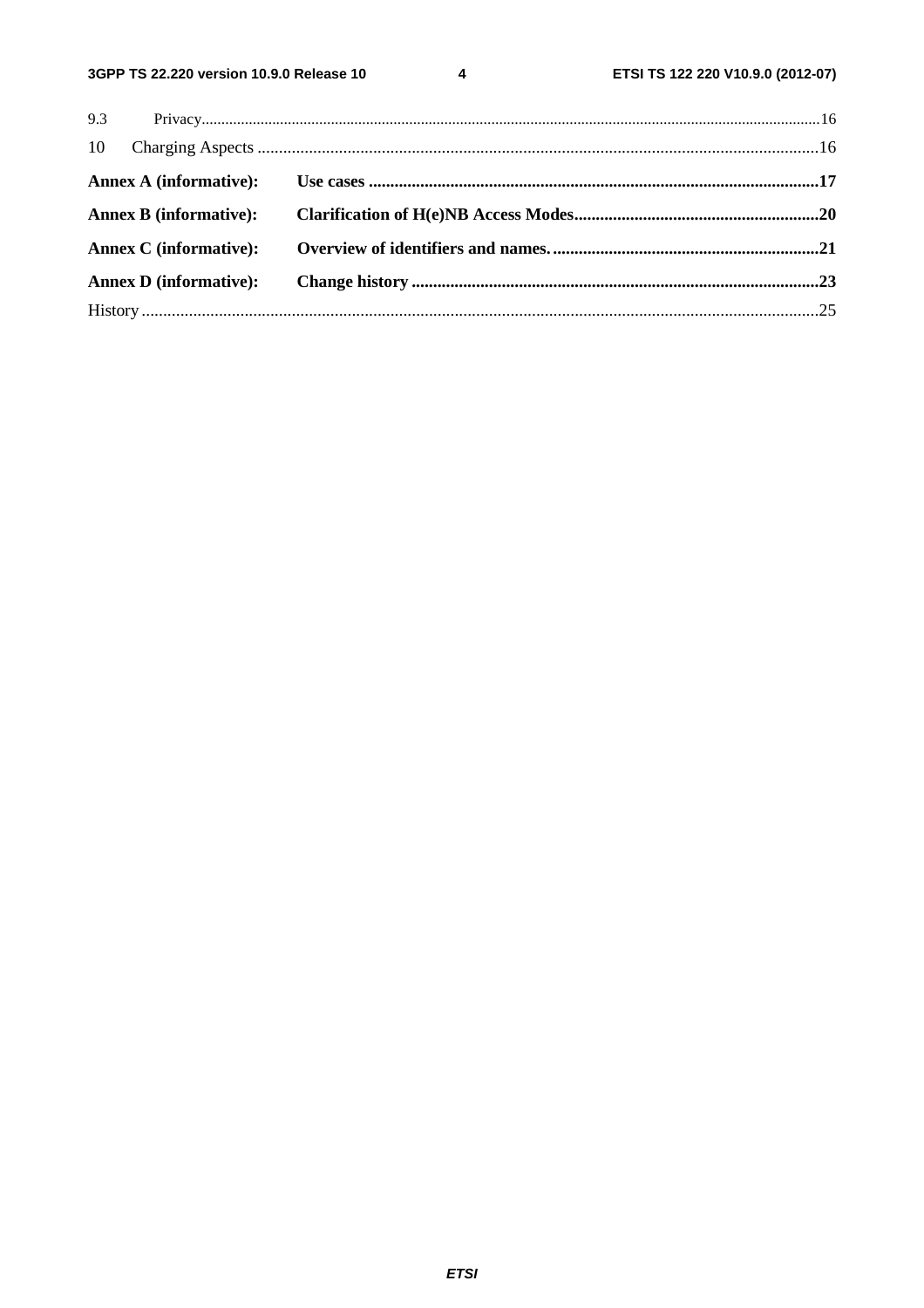9.3 Privacy.....16

10 Charging Aspects .....16

**Annex A (informative): Use cases .....17**

**Annex B (informative): Clarification of H(e)NB Access Modes.....20**

**Annex C (informative): Overview of identifiers and names......21**

**Annex D (informative): Change history .....23**

History .....25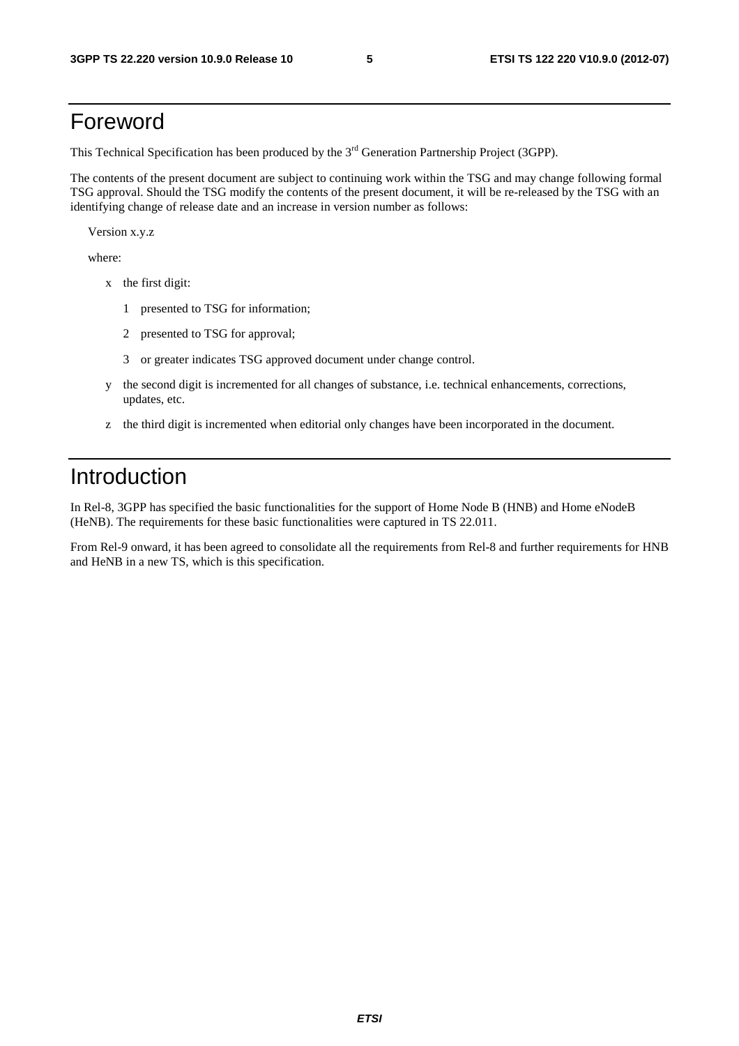# Foreword

This Technical Specification has been produced by the 3rd Generation Partnership Project (3GPP).

The contents of the present document are subject to continuing work within the TSG and may change following formal TSG approval. Should the TSG modify the contents of the present document, it will be re-released by the TSG with an identifying change of release date and an increase in version number as follows:

Version x.y.z

where:

- x the first digit:
  - 1 presented to TSG for information;
  - 2 presented to TSG for approval;
  - 3 or greater indicates TSG approved document under change control.
- y the second digit is incremented for all changes of substance, i.e. technical enhancements, corrections, updates, etc.
- z the third digit is incremented when editorial only changes have been incorporated in the document.

# Introduction

In Rel-8, 3GPP has specified the basic functionalities for the support of Home Node B (HNB) and Home eNodeB (HeNB). The requirements for these basic functionalities were captured in TS 22.011.

From Rel-9 onward, it has been agreed to consolidate all the requirements from Rel-8 and further requirements for HNB and HeNB in a new TS, which is this specification.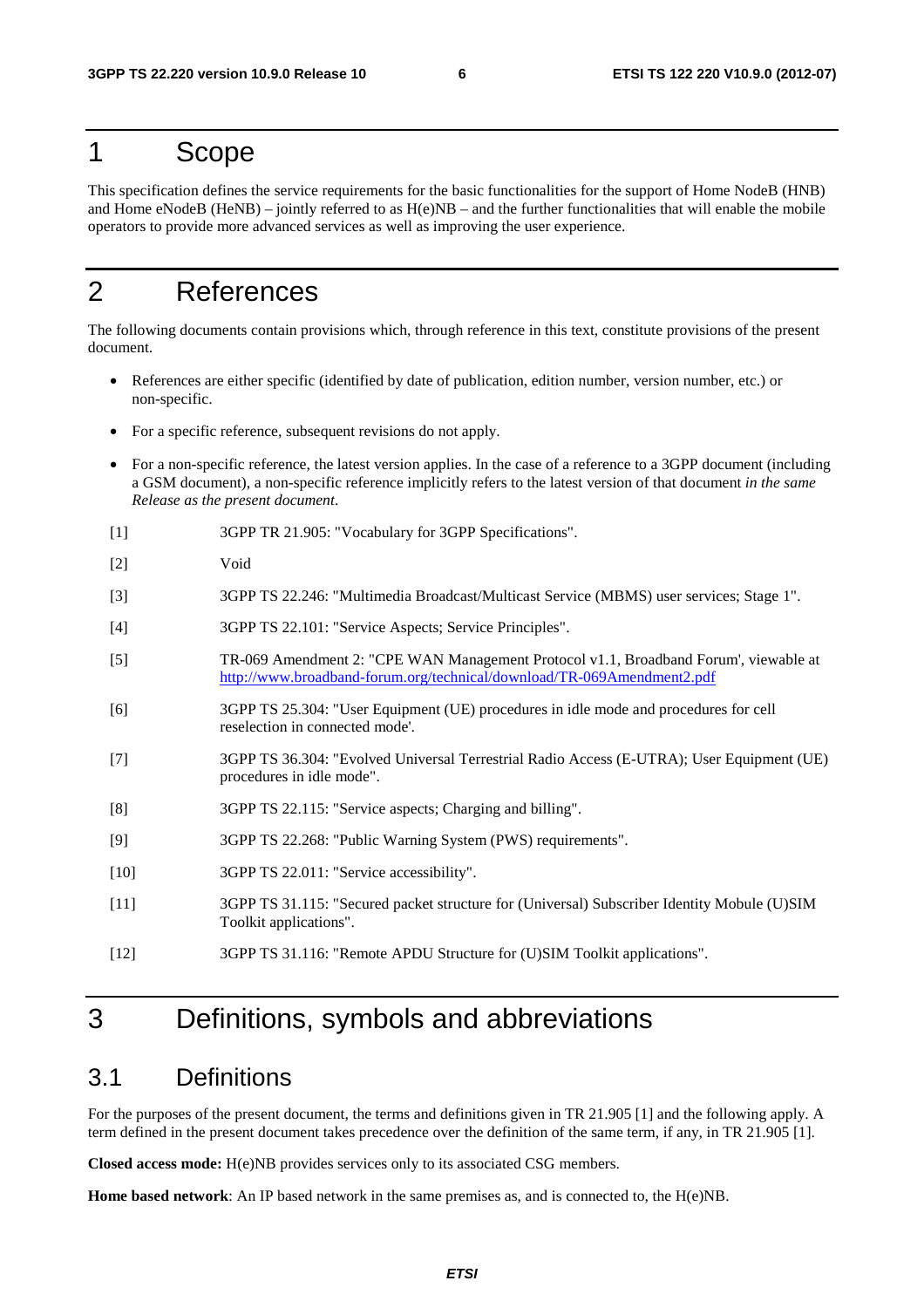# 1 Scope

This specification defines the service requirements for the basic functionalities for the support of Home NodeB (HNB) and Home eNodeB (HeNB) – jointly referred to as H(e)NB – and the further functionalities that will enable the mobile operators to provide more advanced services as well as improving the user experience.

# 2 References

The following documents contain provisions which, through reference in this text, constitute provisions of the present document.

- References are either specific (identified by date of publication, edition number, version number, etc.) or non-specific.
- For a specific reference, subsequent revisions do not apply.
- For a non-specific reference, the latest version applies. In the case of a reference to a 3GPP document (including a GSM document), a non-specific reference implicitly refers to the latest version of that document *in the same Release as the present document*.

[1] 3GPP TR 21.905: "Vocabulary for 3GPP Specifications".

[2] Void

[3] 3GPP TS 22.246: "Multimedia Broadcast/Multicast Service (MBMS) user services; Stage 1".

[4] 3GPP TS 22.101: "Service Aspects; Service Principles".

[5] TR-069 Amendment 2: "CPE WAN Management Protocol v1.1, Broadband Forum', viewable at http://www.broadband-forum.org/technical/download/TR-069Amendment2.pdf

[6] 3GPP TS 25.304: "User Equipment (UE) procedures in idle mode and procedures for cell reselection in connected mode'.

[7] 3GPP TS 36.304: "Evolved Universal Terrestrial Radio Access (E-UTRA); User Equipment (UE) procedures in idle mode".

[8] 3GPP TS 22.115: "Service aspects; Charging and billing".

[9] 3GPP TS 22.268: "Public Warning System (PWS) requirements".

[10] 3GPP TS 22.011: "Service accessibility".

[11] 3GPP TS 31.115: "Secured packet structure for (Universal) Subscriber Identity Mobule (U)SIM Toolkit applications".

[12] 3GPP TS 31.116: "Remote APDU Structure for (U)SIM Toolkit applications".

# 3 Definitions, symbols and abbreviations

## 3.1 Definitions

For the purposes of the present document, the terms and definitions given in TR 21.905 [1] and the following apply. A term defined in the present document takes precedence over the definition of the same term, if any, in TR 21.905 [1].

**Closed access mode:** H(e)NB provides services only to its associated CSG members.

**Home based network**: An IP based network in the same premises as, and is connected to, the H(e)NB.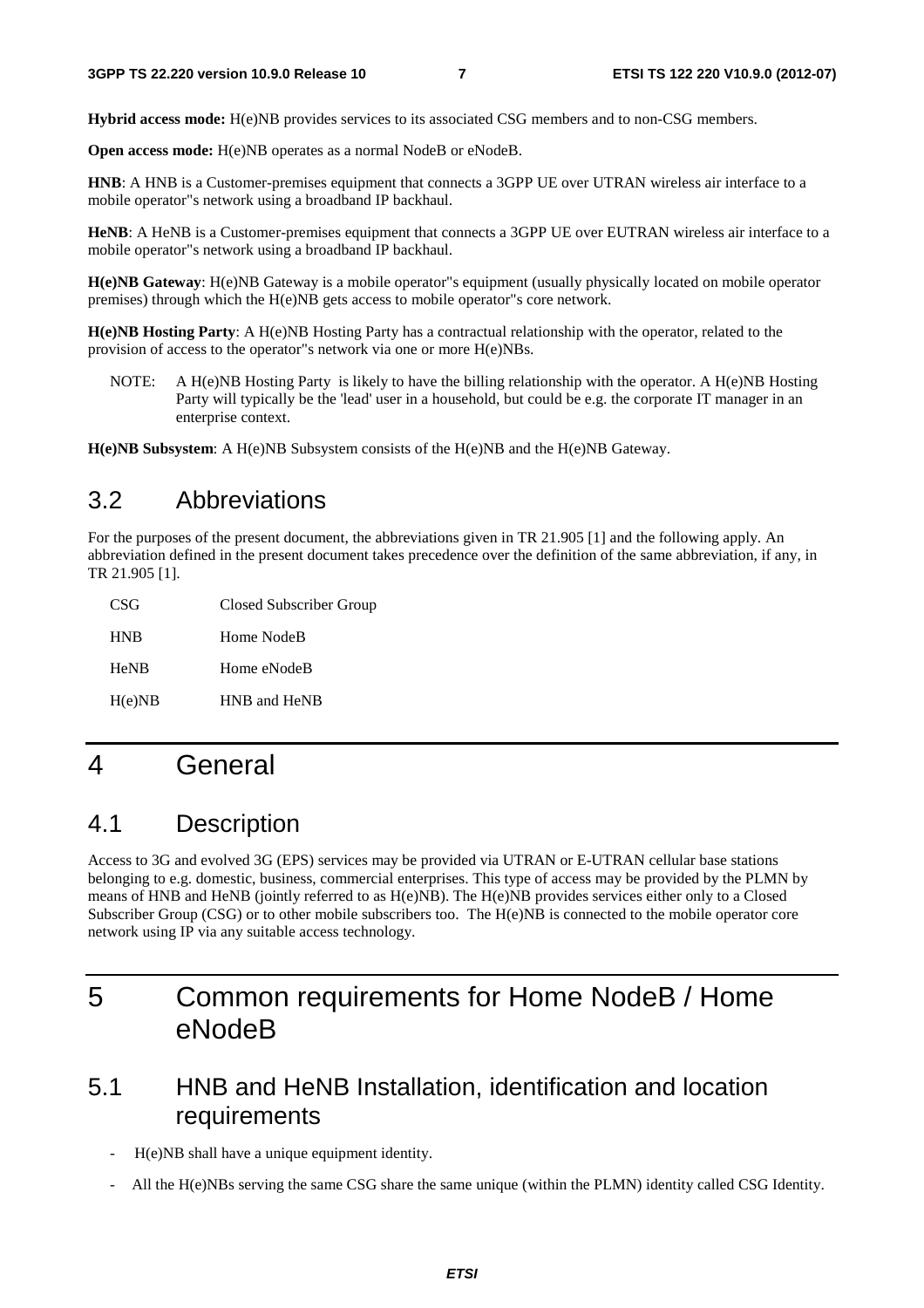**Hybrid access mode:** H(e)NB provides services to its associated CSG members and to non-CSG members.

**Open access mode:** H(e)NB operates as a normal NodeB or eNodeB.

**HNB**: A HNB is a Customer-premises equipment that connects a 3GPP UE over UTRAN wireless air interface to a mobile operator"s network using a broadband IP backhaul.

**HeNB**: A HeNB is a Customer-premises equipment that connects a 3GPP UE over EUTRAN wireless air interface to a mobile operator"s network using a broadband IP backhaul.

**H(e)NB Gateway**: H(e)NB Gateway is a mobile operator"s equipment (usually physically located on mobile operator premises) through which the H(e)NB gets access to mobile operator"s core network.

**H(e)NB Hosting Party**: A H(e)NB Hosting Party has a contractual relationship with the operator, related to the provision of access to the operator"s network via one or more H(e)NBs.

NOTE: A H(e)NB Hosting Party is likely to have the billing relationship with the operator. A H(e)NB Hosting Party will typically be the 'lead' user in a household, but could be e.g. the corporate IT manager in an enterprise context.

**H(e)NB Subsystem**: A H(e)NB Subsystem consists of the H(e)NB and the H(e)NB Gateway.

## 3.2 Abbreviations

For the purposes of the present document, the abbreviations given in TR 21.905 [1] and the following apply. An abbreviation defined in the present document takes precedence over the definition of the same abbreviation, if any, in TR 21.905 [1].

| | |
|---|---|
| CSG | Closed Subscriber Group |
| HNB | Home NodeB |
| HeNB | Home eNodeB |
| H(e)NB | HNB and HeNB |

# 4 General

## 4.1 Description

Access to 3G and evolved 3G (EPS) services may be provided via UTRAN or E-UTRAN cellular base stations belonging to e.g. domestic, business, commercial enterprises. This type of access may be provided by the PLMN by means of HNB and HeNB (jointly referred to as H(e)NB). The H(e)NB provides services either only to a Closed Subscriber Group (CSG) or to other mobile subscribers too. The H(e)NB is connected to the mobile operator core network using IP via any suitable access technology.

# 5 Common requirements for Home NodeB / Home eNodeB

## 5.1 HNB and HeNB Installation, identification and location requirements

- H(e)NB shall have a unique equipment identity.
- All the H(e)NBs serving the same CSG share the same unique (within the PLMN) identity called CSG Identity.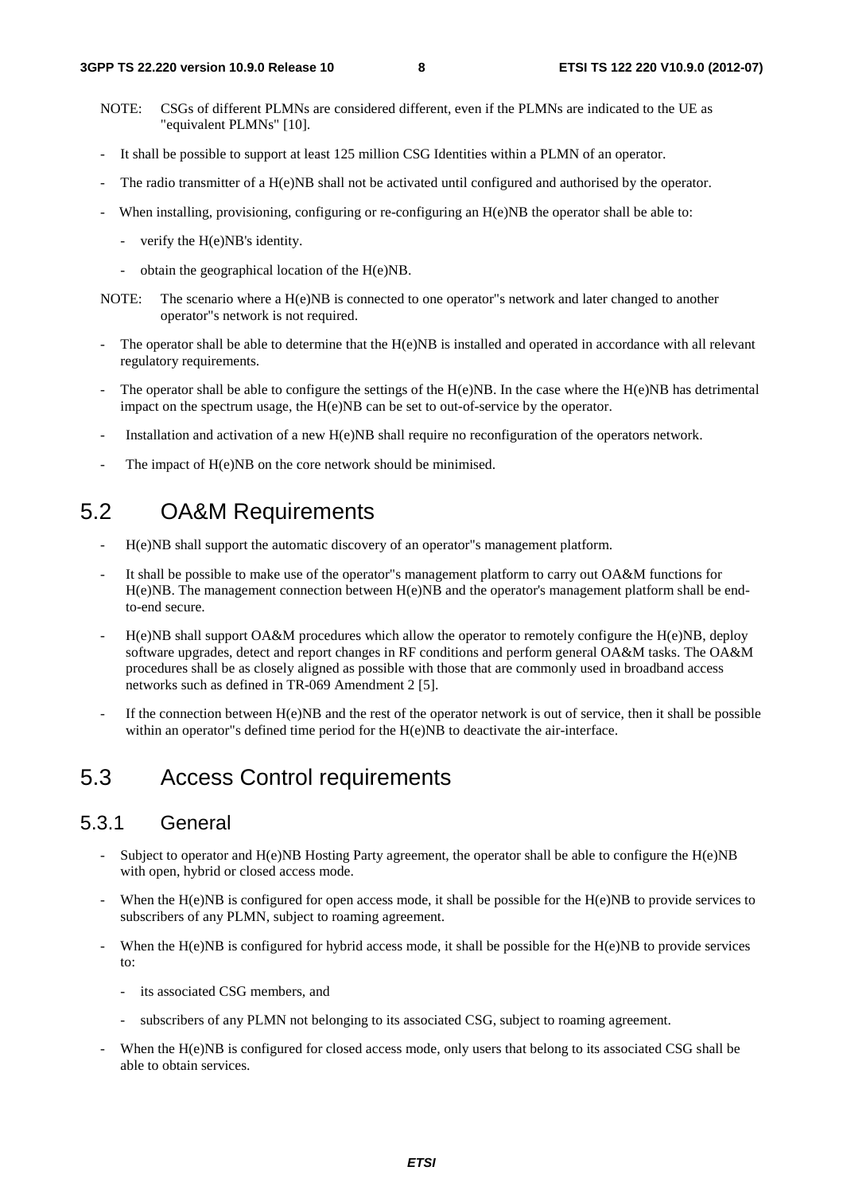NOTE: CSGs of different PLMNs are considered different, even if the PLMNs are indicated to the UE as "equivalent PLMNs" [10].

- It shall be possible to support at least 125 million CSG Identities within a PLMN of an operator.
- The radio transmitter of a H(e)NB shall not be activated until configured and authorised by the operator.
- When installing, provisioning, configuring or re-configuring an H(e)NB the operator shall be able to:
  - verify the H(e)NB's identity.
  - obtain the geographical location of the H(e)NB.

NOTE: The scenario where a H(e)NB is connected to one operator"s network and later changed to another operator"s network is not required.

- The operator shall be able to determine that the H(e)NB is installed and operated in accordance with all relevant regulatory requirements.
- The operator shall be able to configure the settings of the H(e)NB. In the case where the H(e)NB has detrimental impact on the spectrum usage, the H(e)NB can be set to out-of-service by the operator.
- Installation and activation of a new H(e)NB shall require no reconfiguration of the operators network.
- The impact of H(e)NB on the core network should be minimised.

## 5.2 OA&M Requirements

- H(e)NB shall support the automatic discovery of an operator"s management platform.
- It shall be possible to make use of the operator"s management platform to carry out OA&M functions for H(e)NB. The management connection between H(e)NB and the operator's management platform shall be end-to-end secure.
- H(e)NB shall support OA&M procedures which allow the operator to remotely configure the H(e)NB, deploy software upgrades, detect and report changes in RF conditions and perform general OA&M tasks. The OA&M procedures shall be as closely aligned as possible with those that are commonly used in broadband access networks such as defined in TR-069 Amendment 2 [5].
- If the connection between H(e)NB and the rest of the operator network is out of service, then it shall be possible within an operator"s defined time period for the H(e)NB to deactivate the air-interface.

## 5.3 Access Control requirements

### 5.3.1 General

- Subject to operator and H(e)NB Hosting Party agreement, the operator shall be able to configure the H(e)NB with open, hybrid or closed access mode.
- When the H(e)NB is configured for open access mode, it shall be possible for the H(e)NB to provide services to subscribers of any PLMN, subject to roaming agreement.
- When the H(e)NB is configured for hybrid access mode, it shall be possible for the H(e)NB to provide services to:
  - its associated CSG members, and
  - subscribers of any PLMN not belonging to its associated CSG, subject to roaming agreement.
- When the H(e)NB is configured for closed access mode, only users that belong to its associated CSG shall be able to obtain services.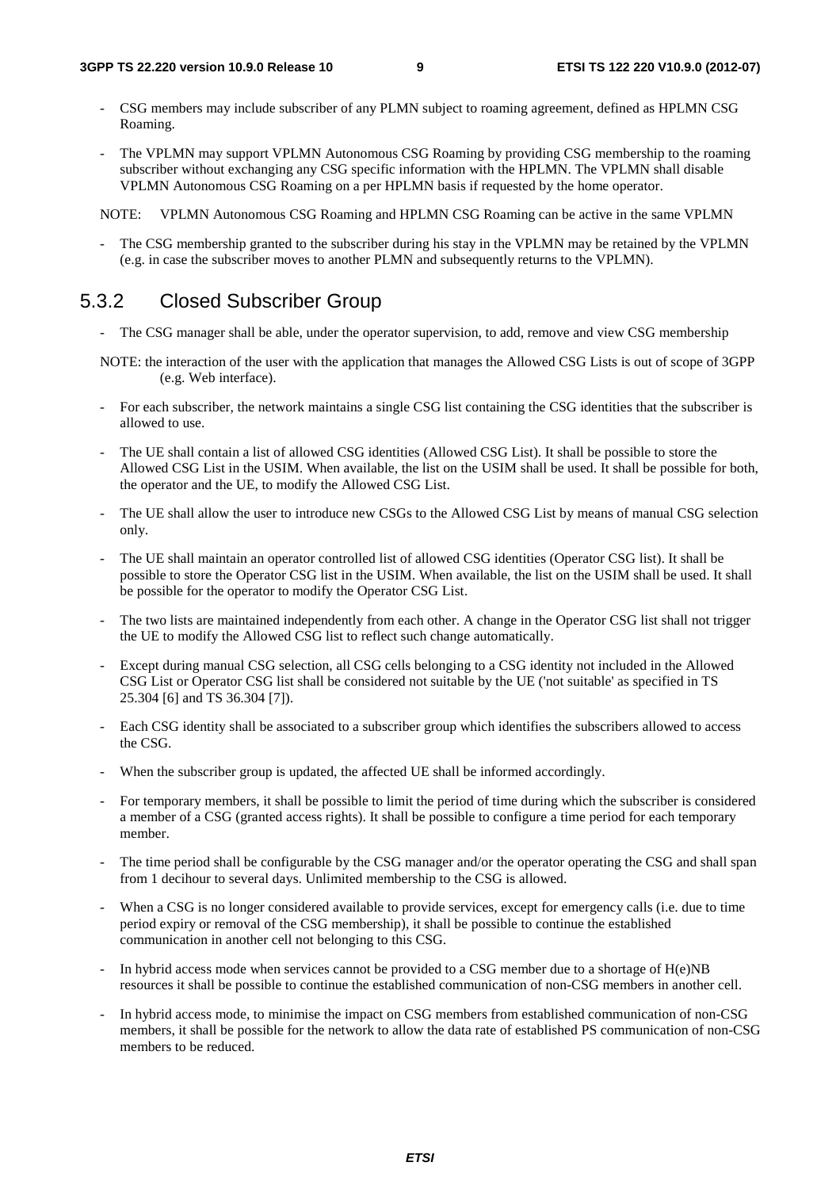- CSG members may include subscriber of any PLMN subject to roaming agreement, defined as HPLMN CSG Roaming.

- The VPLMN may support VPLMN Autonomous CSG Roaming by providing CSG membership to the roaming subscriber without exchanging any CSG specific information with the HPLMN. The VPLMN shall disable VPLMN Autonomous CSG Roaming on a per HPLMN basis if requested by the home operator.

NOTE: VPLMN Autonomous CSG Roaming and HPLMN CSG Roaming can be active in the same VPLMN

- The CSG membership granted to the subscriber during his stay in the VPLMN may be retained by the VPLMN (e.g. in case the subscriber moves to another PLMN and subsequently returns to the VPLMN).

### 5.3.2 Closed Subscriber Group

- The CSG manager shall be able, under the operator supervision, to add, remove and view CSG membership

NOTE: the interaction of the user with the application that manages the Allowed CSG Lists is out of scope of 3GPP (e.g. Web interface).

- For each subscriber, the network maintains a single CSG list containing the CSG identities that the subscriber is allowed to use.

- The UE shall contain a list of allowed CSG identities (Allowed CSG List). It shall be possible to store the Allowed CSG List in the USIM. When available, the list on the USIM shall be used. It shall be possible for both, the operator and the UE, to modify the Allowed CSG List.

- The UE shall allow the user to introduce new CSGs to the Allowed CSG List by means of manual CSG selection only.

- The UE shall maintain an operator controlled list of allowed CSG identities (Operator CSG list). It shall be possible to store the Operator CSG list in the USIM. When available, the list on the USIM shall be used. It shall be possible for the operator to modify the Operator CSG List.

- The two lists are maintained independently from each other. A change in the Operator CSG list shall not trigger the UE to modify the Allowed CSG list to reflect such change automatically.

- Except during manual CSG selection, all CSG cells belonging to a CSG identity not included in the Allowed CSG List or Operator CSG list shall be considered not suitable by the UE ('not suitable' as specified in TS 25.304 [6] and TS 36.304 [7]).

- Each CSG identity shall be associated to a subscriber group which identifies the subscribers allowed to access the CSG.

- When the subscriber group is updated, the affected UE shall be informed accordingly.

- For temporary members, it shall be possible to limit the period of time during which the subscriber is considered a member of a CSG (granted access rights). It shall be possible to configure a time period for each temporary member.

- The time period shall be configurable by the CSG manager and/or the operator operating the CSG and shall span from 1 decihour to several days. Unlimited membership to the CSG is allowed.

- When a CSG is no longer considered available to provide services, except for emergency calls (i.e. due to time period expiry or removal of the CSG membership), it shall be possible to continue the established communication in another cell not belonging to this CSG.

- In hybrid access mode when services cannot be provided to a CSG member due to a shortage of H(e)NB resources it shall be possible to continue the established communication of non-CSG members in another cell.

- In hybrid access mode, to minimise the impact on CSG members from established communication of non-CSG members, it shall be possible for the network to allow the data rate of established PS communication of non-CSG members to be reduced.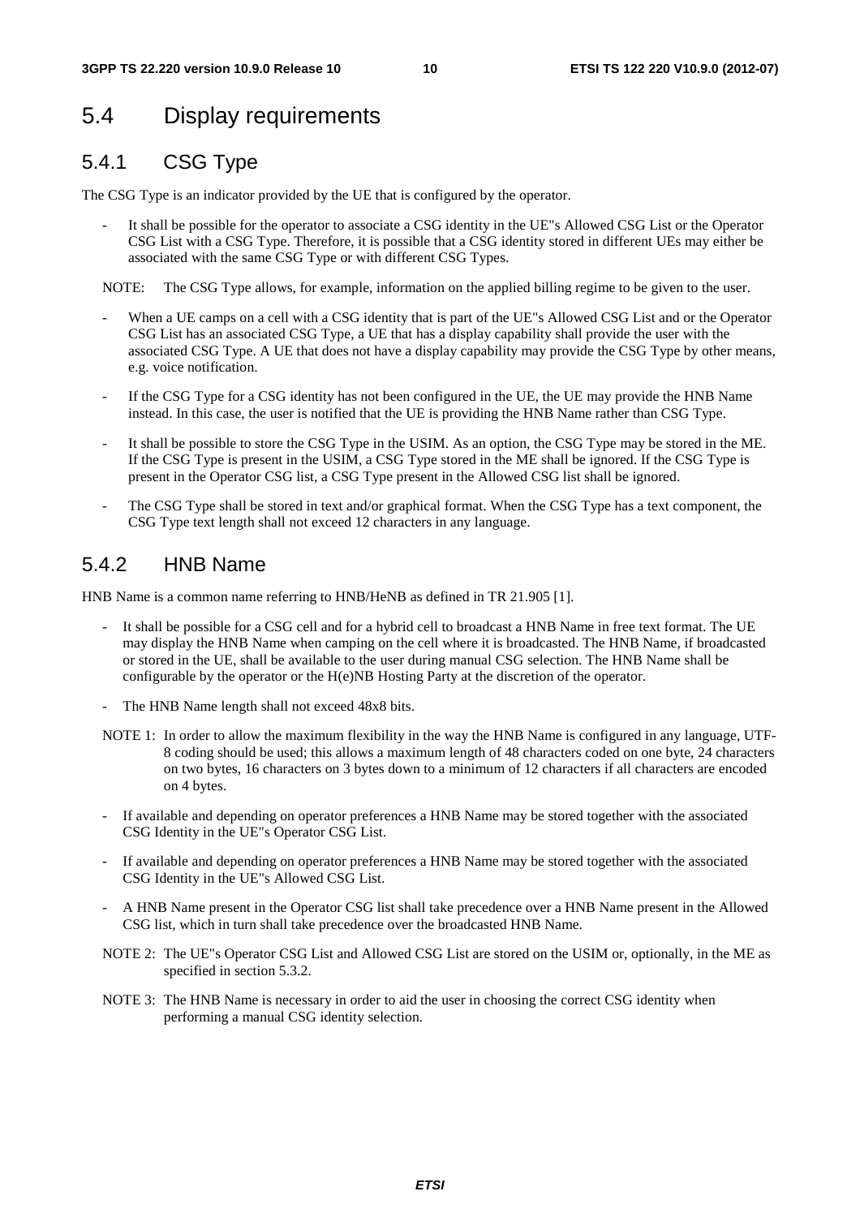## 5.4 Display requirements

### 5.4.1 CSG Type

The CSG Type is an indicator provided by the UE that is configured by the operator.

- It shall be possible for the operator to associate a CSG identity in the UE"s Allowed CSG List or the Operator CSG List with a CSG Type. Therefore, it is possible that a CSG identity stored in different UEs may either be associated with the same CSG Type or with different CSG Types.

NOTE: The CSG Type allows, for example, information on the applied billing regime to be given to the user.

- When a UE camps on a cell with a CSG identity that is part of the UE"s Allowed CSG List and or the Operator CSG List has an associated CSG Type, a UE that has a display capability shall provide the user with the associated CSG Type. A UE that does not have a display capability may provide the CSG Type by other means, e.g. voice notification.
- If the CSG Type for a CSG identity has not been configured in the UE, the UE may provide the HNB Name instead. In this case, the user is notified that the UE is providing the HNB Name rather than CSG Type.
- It shall be possible to store the CSG Type in the USIM. As an option, the CSG Type may be stored in the ME. If the CSG Type is present in the USIM, a CSG Type stored in the ME shall be ignored. If the CSG Type is present in the Operator CSG list, a CSG Type present in the Allowed CSG list shall be ignored.
- The CSG Type shall be stored in text and/or graphical format. When the CSG Type has a text component, the CSG Type text length shall not exceed 12 characters in any language.

### 5.4.2 HNB Name

HNB Name is a common name referring to HNB/HeNB as defined in TR 21.905 [1].

- It shall be possible for a CSG cell and for a hybrid cell to broadcast a HNB Name in free text format. The UE may display the HNB Name when camping on the cell where it is broadcasted. The HNB Name, if broadcasted or stored in the UE, shall be available to the user during manual CSG selection. The HNB Name shall be configurable by the operator or the H(e)NB Hosting Party at the discretion of the operator.
- The HNB Name length shall not exceed 48x8 bits.

NOTE 1: In order to allow the maximum flexibility in the way the HNB Name is configured in any language, UTF-8 coding should be used; this allows a maximum length of 48 characters coded on one byte, 24 characters on two bytes, 16 characters on 3 bytes down to a minimum of 12 characters if all characters are encoded on 4 bytes.

- If available and depending on operator preferences a HNB Name may be stored together with the associated CSG Identity in the UE"s Operator CSG List.
- If available and depending on operator preferences a HNB Name may be stored together with the associated CSG Identity in the UE"s Allowed CSG List.
- A HNB Name present in the Operator CSG list shall take precedence over a HNB Name present in the Allowed CSG list, which in turn shall take precedence over the broadcasted HNB Name.

NOTE 2: The UE"s Operator CSG List and Allowed CSG List are stored on the USIM or, optionally, in the ME as specified in section 5.3.2.

NOTE 3: The HNB Name is necessary in order to aid the user in choosing the correct CSG identity when performing a manual CSG identity selection.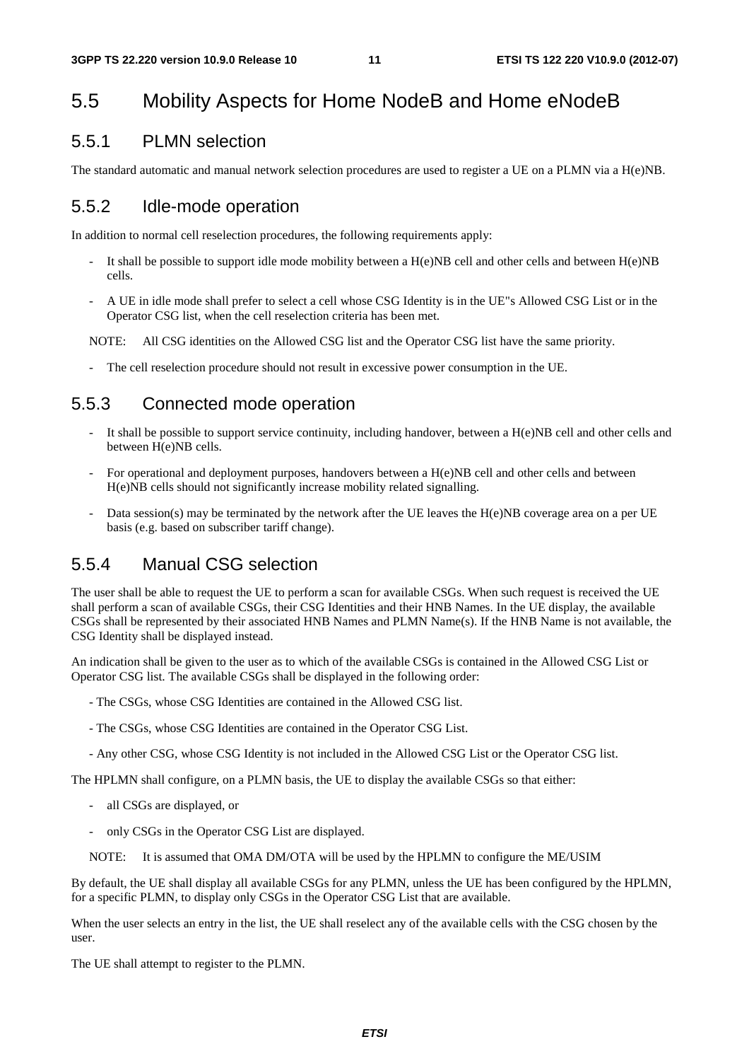## 5.5 Mobility Aspects for Home NodeB and Home eNodeB

### 5.5.1 PLMN selection

The standard automatic and manual network selection procedures are used to register a UE on a PLMN via a H(e)NB.

### 5.5.2 Idle-mode operation

In addition to normal cell reselection procedures, the following requirements apply:

- It shall be possible to support idle mode mobility between a H(e)NB cell and other cells and between H(e)NB cells.
- A UE in idle mode shall prefer to select a cell whose CSG Identity is in the UE"s Allowed CSG List or in the Operator CSG list, when the cell reselection criteria has been met.

NOTE: All CSG identities on the Allowed CSG list and the Operator CSG list have the same priority.

- The cell reselection procedure should not result in excessive power consumption in the UE.

### 5.5.3 Connected mode operation

- It shall be possible to support service continuity, including handover, between a H(e)NB cell and other cells and between H(e)NB cells.
- For operational and deployment purposes, handovers between a H(e)NB cell and other cells and between H(e)NB cells should not significantly increase mobility related signalling.
- Data session(s) may be terminated by the network after the UE leaves the H(e)NB coverage area on a per UE basis (e.g. based on subscriber tariff change).

### 5.5.4 Manual CSG selection

The user shall be able to request the UE to perform a scan for available CSGs. When such request is received the UE shall perform a scan of available CSGs, their CSG Identities and their HNB Names. In the UE display, the available CSGs shall be represented by their associated HNB Names and PLMN Name(s). If the HNB Name is not available, the CSG Identity shall be displayed instead.

An indication shall be given to the user as to which of the available CSGs is contained in the Allowed CSG List or Operator CSG list. The available CSGs shall be displayed in the following order:

- The CSGs, whose CSG Identities are contained in the Allowed CSG list.
- The CSGs, whose CSG Identities are contained in the Operator CSG List.
- Any other CSG, whose CSG Identity is not included in the Allowed CSG List or the Operator CSG list.

The HPLMN shall configure, on a PLMN basis, the UE to display the available CSGs so that either:

- all CSGs are displayed, or
- only CSGs in the Operator CSG List are displayed.

NOTE: It is assumed that OMA DM/OTA will be used by the HPLMN to configure the ME/USIM

By default, the UE shall display all available CSGs for any PLMN, unless the UE has been configured by the HPLMN, for a specific PLMN, to display only CSGs in the Operator CSG List that are available.

When the user selects an entry in the list, the UE shall reselect any of the available cells with the CSG chosen by the user.

The UE shall attempt to register to the PLMN.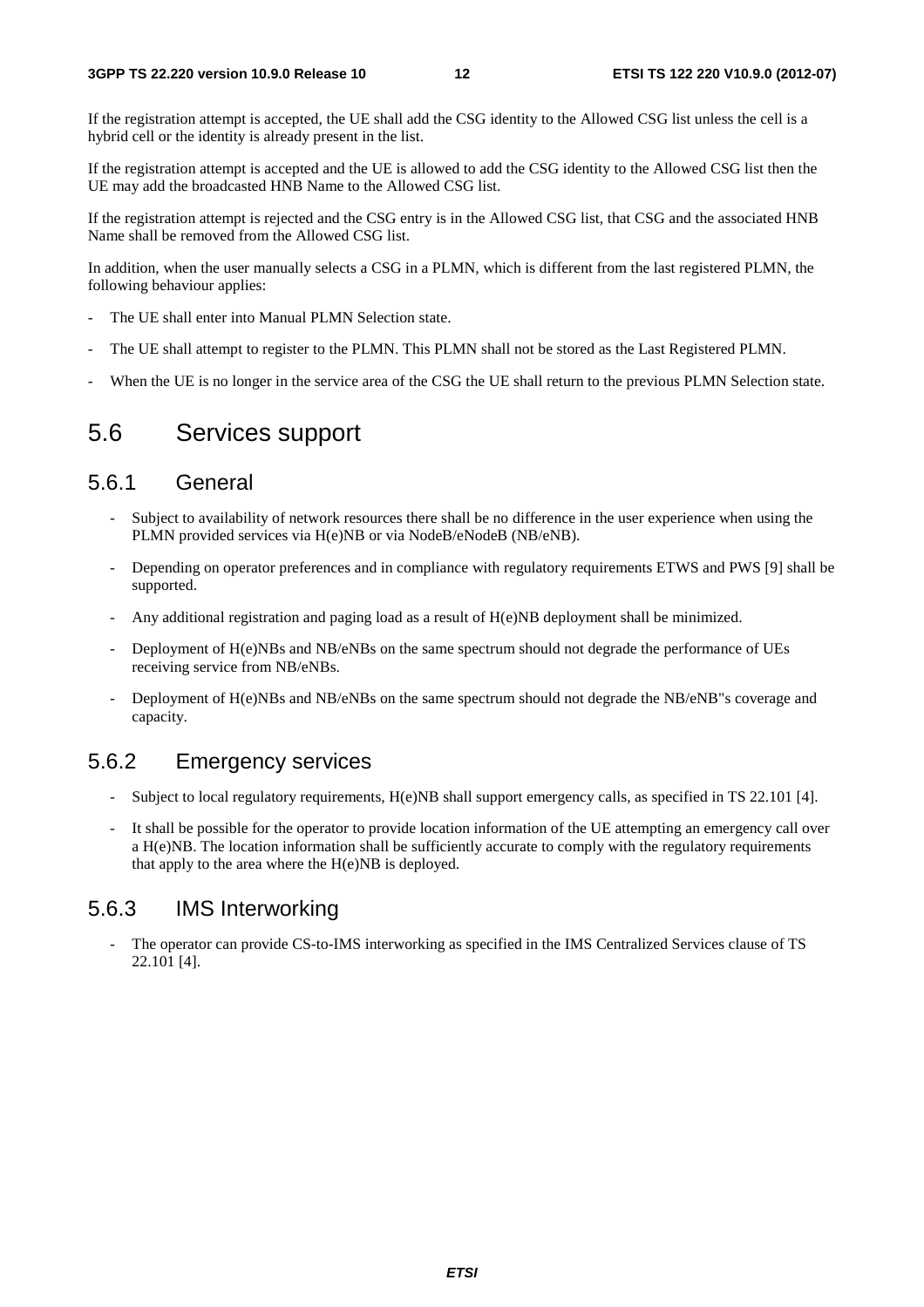If the registration attempt is accepted, the UE shall add the CSG identity to the Allowed CSG list unless the cell is a hybrid cell or the identity is already present in the list.

If the registration attempt is accepted and the UE is allowed to add the CSG identity to the Allowed CSG list then the UE may add the broadcasted HNB Name to the Allowed CSG list.

If the registration attempt is rejected and the CSG entry is in the Allowed CSG list, that CSG and the associated HNB Name shall be removed from the Allowed CSG list.

In addition, when the user manually selects a CSG in a PLMN, which is different from the last registered PLMN, the following behaviour applies:

- The UE shall enter into Manual PLMN Selection state.
- The UE shall attempt to register to the PLMN. This PLMN shall not be stored as the Last Registered PLMN.
- When the UE is no longer in the service area of the CSG the UE shall return to the previous PLMN Selection state.

## 5.6 Services support

### 5.6.1 General

- Subject to availability of network resources there shall be no difference in the user experience when using the PLMN provided services via H(e)NB or via NodeB/eNodeB (NB/eNB).
- Depending on operator preferences and in compliance with regulatory requirements ETWS and PWS [9] shall be supported.
- Any additional registration and paging load as a result of H(e)NB deployment shall be minimized.
- Deployment of H(e)NBs and NB/eNBs on the same spectrum should not degrade the performance of UEs receiving service from NB/eNBs.
- Deployment of H(e)NBs and NB/eNBs on the same spectrum should not degrade the NB/eNB"s coverage and capacity.

### 5.6.2 Emergency services

- Subject to local regulatory requirements, H(e)NB shall support emergency calls, as specified in TS 22.101 [4].
- It shall be possible for the operator to provide location information of the UE attempting an emergency call over a H(e)NB. The location information shall be sufficiently accurate to comply with the regulatory requirements that apply to the area where the H(e)NB is deployed.

### 5.6.3 IMS Interworking

- The operator can provide CS-to-IMS interworking as specified in the IMS Centralized Services clause of TS 22.101 [4].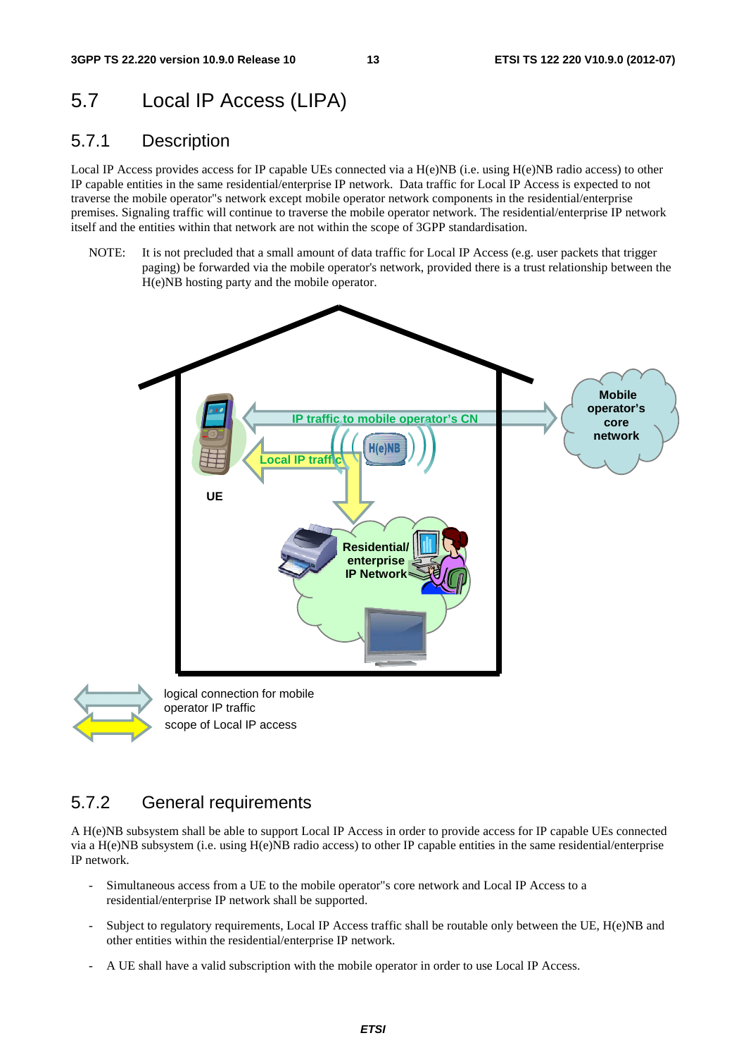## 5.7 Local IP Access (LIPA)

### 5.7.1 Description

Local IP Access provides access for IP capable UEs connected via a H(e)NB (i.e. using H(e)NB radio access) to other IP capable entities in the same residential/enterprise IP network. Data traffic for Local IP Access is expected to not traverse the mobile operator"s network except mobile operator network components in the residential/enterprise premises. Signaling traffic will continue to traverse the mobile operator network. The residential/enterprise IP network itself and the entities within that network are not within the scope of 3GPP standardisation.

NOTE: It is not precluded that a small amount of data traffic for Local IP Access (e.g. user packets that trigger paging) be forwarded via the mobile operator's network, provided there is a trust relationship between the H(e)NB hosting party and the mobile operator.

### 5.7.2 General requirements

A H(e)NB subsystem shall be able to support Local IP Access in order to provide access for IP capable UEs connected via a H(e)NB subsystem (i.e. using H(e)NB radio access) to other IP capable entities in the same residential/enterprise IP network.

- Simultaneous access from a UE to the mobile operator"s core network and Local IP Access to a residential/enterprise IP network shall be supported.
- Subject to regulatory requirements, Local IP Access traffic shall be routable only between the UE, H(e)NB and other entities within the residential/enterprise IP network.
- A UE shall have a valid subscription with the mobile operator in order to use Local IP Access.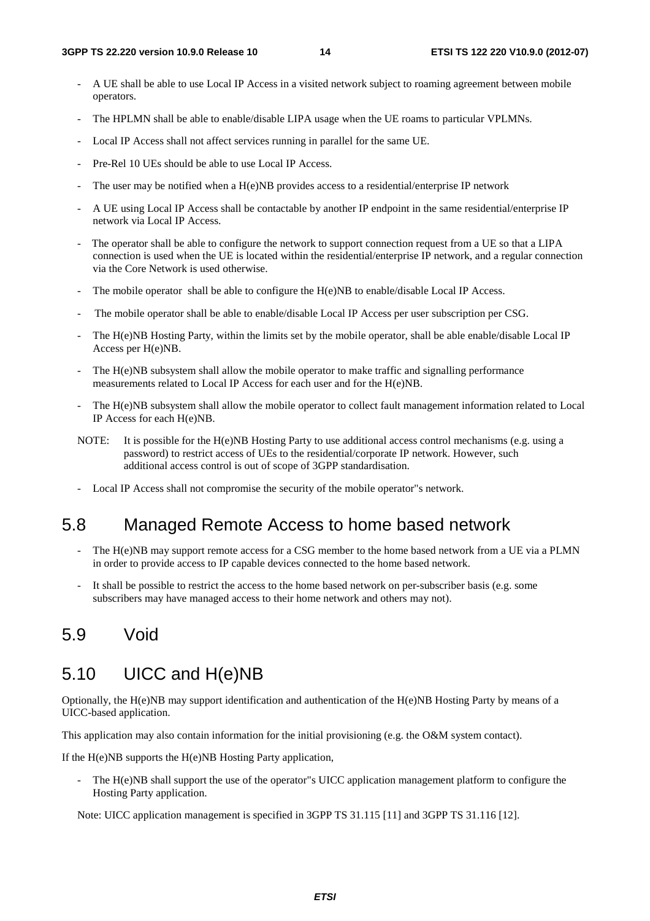- A UE shall be able to use Local IP Access in a visited network subject to roaming agreement between mobile operators.
- The HPLMN shall be able to enable/disable LIPA usage when the UE roams to particular VPLMNs.
- Local IP Access shall not affect services running in parallel for the same UE.
- Pre-Rel 10 UEs should be able to use Local IP Access.
- The user may be notified when a H(e)NB provides access to a residential/enterprise IP network
- A UE using Local IP Access shall be contactable by another IP endpoint in the same residential/enterprise IP network via Local IP Access.
- The operator shall be able to configure the network to support connection request from a UE so that a LIPA connection is used when the UE is located within the residential/enterprise IP network, and a regular connection via the Core Network is used otherwise.
- The mobile operator shall be able to configure the H(e)NB to enable/disable Local IP Access.
- The mobile operator shall be able to enable/disable Local IP Access per user subscription per CSG.
- The H(e)NB Hosting Party, within the limits set by the mobile operator, shall be able enable/disable Local IP Access per H(e)NB.
- The H(e)NB subsystem shall allow the mobile operator to make traffic and signalling performance measurements related to Local IP Access for each user and for the H(e)NB.
- The H(e)NB subsystem shall allow the mobile operator to collect fault management information related to Local IP Access for each H(e)NB.

NOTE: It is possible for the H(e)NB Hosting Party to use additional access control mechanisms (e.g. using a password) to restrict access of UEs to the residential/corporate IP network. However, such additional access control is out of scope of 3GPP standardisation.

- Local IP Access shall not compromise the security of the mobile operator"s network.

## 5.8 Managed Remote Access to home based network

- The H(e)NB may support remote access for a CSG member to the home based network from a UE via a PLMN in order to provide access to IP capable devices connected to the home based network.
- It shall be possible to restrict the access to the home based network on per-subscriber basis (e.g. some subscribers may have managed access to their home network and others may not).

## 5.9 Void

## 5.10 UICC and H(e)NB

Optionally, the H(e)NB may support identification and authentication of the H(e)NB Hosting Party by means of a UICC-based application.

This application may also contain information for the initial provisioning (e.g. the O&M system contact).

If the H(e)NB supports the H(e)NB Hosting Party application,

- The H(e)NB shall support the use of the operator"s UICC application management platform to configure the Hosting Party application.

Note: UICC application management is specified in 3GPP TS 31.115 [11] and 3GPP TS 31.116 [12].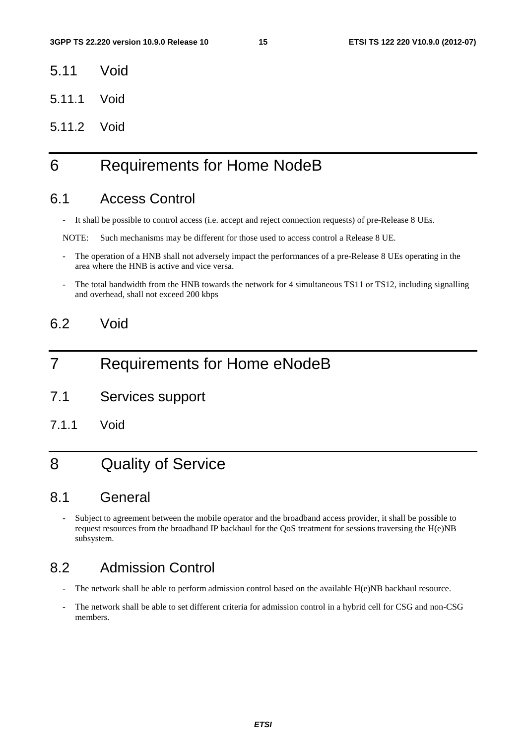### 5.11 Void

#### 5.11.1 Void

#### 5.11.2 Void

# 6 Requirements for Home NodeB

## 6.1 Access Control

- It shall be possible to control access (i.e. accept and reject connection requests) of pre-Release 8 UEs.

NOTE: Such mechanisms may be different for those used to access control a Release 8 UE.

- The operation of a HNB shall not adversely impact the performances of a pre-Release 8 UEs operating in the area where the HNB is active and vice versa.
- The total bandwidth from the HNB towards the network for 4 simultaneous TS11 or TS12, including signalling and overhead, shall not exceed 200 kbps

## 6.2 Void

# 7 Requirements for Home eNodeB

## 7.1 Services support

### 7.1.1 Void

# 8 Quality of Service

## 8.1 General

- Subject to agreement between the mobile operator and the broadband access provider, it shall be possible to request resources from the broadband IP backhaul for the QoS treatment for sessions traversing the H(e)NB subsystem.

## 8.2 Admission Control

- The network shall be able to perform admission control based on the available H(e)NB backhaul resource.
- The network shall be able to set different criteria for admission control in a hybrid cell for CSG and non-CSG members.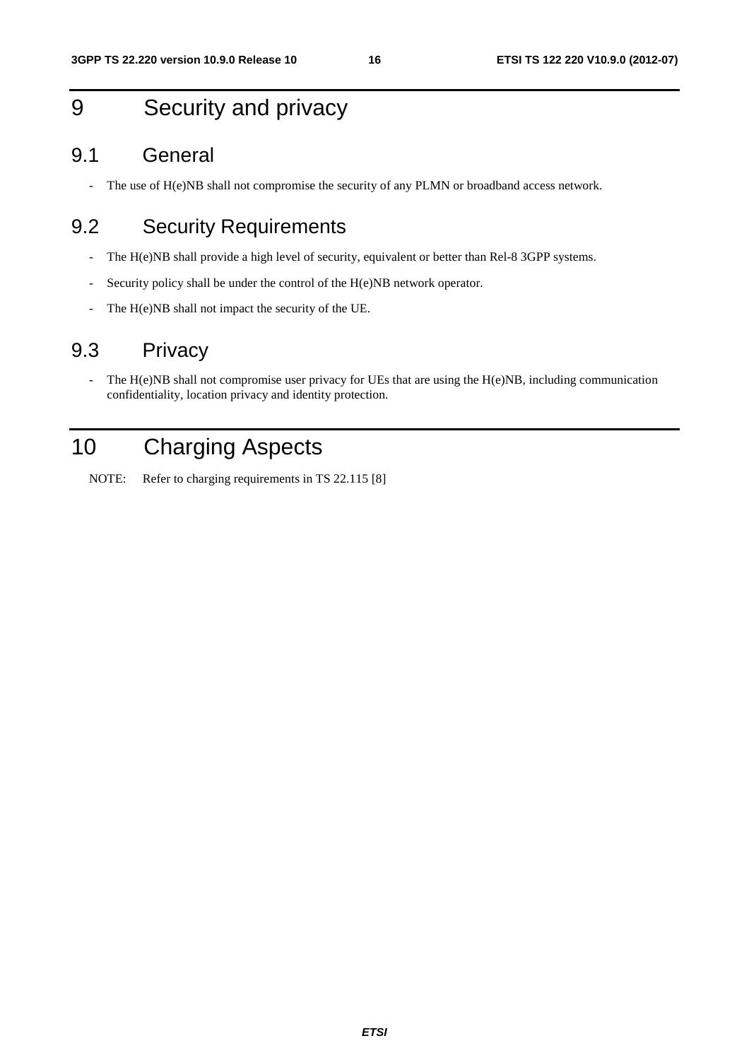# 9 Security and privacy

## 9.1 General

- The use of H(e)NB shall not compromise the security of any PLMN or broadband access network.

## 9.2 Security Requirements

- The H(e)NB shall provide a high level of security, equivalent or better than Rel-8 3GPP systems.
- Security policy shall be under the control of the H(e)NB network operator.
- The H(e)NB shall not impact the security of the UE.

## 9.3 Privacy

- The H(e)NB shall not compromise user privacy for UEs that are using the H(e)NB, including communication confidentiality, location privacy and identity protection.

# 10 Charging Aspects

NOTE: Refer to charging requirements in TS 22.115 [8]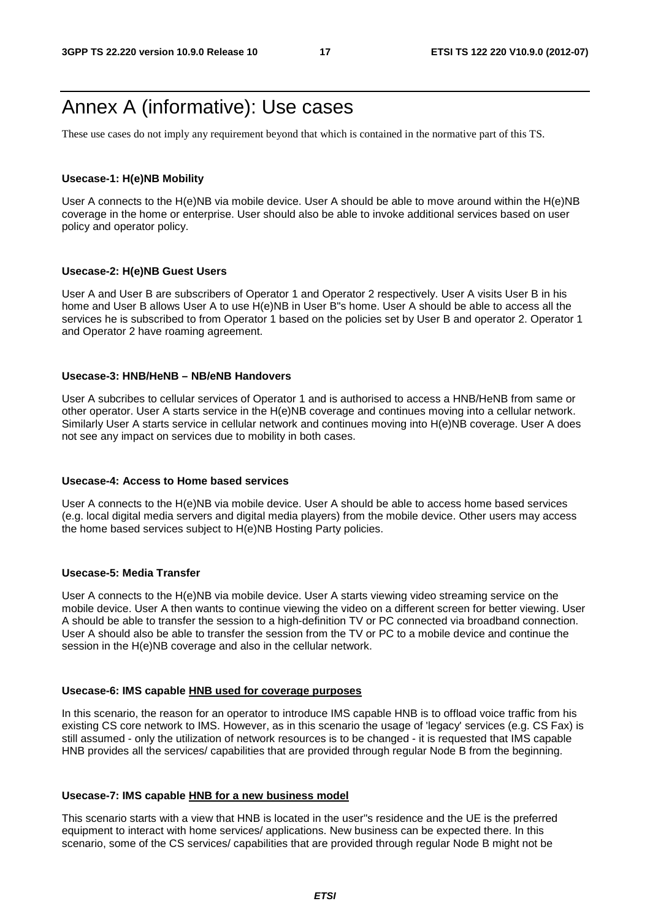# Annex A (informative): Use cases

These use cases do not imply any requirement beyond that which is contained in the normative part of this TS.

**Usecase-1: H(e)NB Mobility**

User A connects to the H(e)NB via mobile device. User A should be able to move around within the H(e)NB coverage in the home or enterprise. User should also be able to invoke additional services based on user policy and operator policy.

**Usecase-2: H(e)NB Guest Users**

User A and User B are subscribers of Operator 1 and Operator 2 respectively. User A visits User B in his home and User B allows User A to use H(e)NB in User B"s home. User A should be able to access all the services he is subscribed to from Operator 1 based on the policies set by User B and operator 2. Operator 1 and Operator 2 have roaming agreement.

**Usecase-3: HNB/HeNB – NB/eNB Handovers**

User A subcribes to cellular services of Operator 1 and is authorised to access a HNB/HeNB from same or other operator. User A starts service in the H(e)NB coverage and continues moving into a cellular network. Similarly User A starts service in cellular network and continues moving into H(e)NB coverage. User A does not see any impact on services due to mobility in both cases.

**Usecase-4: Access to Home based services**

User A connects to the H(e)NB via mobile device. User A should be able to access home based services (e.g. local digital media servers and digital media players) from the mobile device. Other users may access the home based services subject to H(e)NB Hosting Party policies.

**Usecase-5: Media Transfer**

User A connects to the H(e)NB via mobile device. User A starts viewing video streaming service on the mobile device. User A then wants to continue viewing the video on a different screen for better viewing. User A should be able to transfer the session to a high-definition TV or PC connected via broadband connection. User A should also be able to transfer the session from the TV or PC to a mobile device and continue the session in the H(e)NB coverage and also in the cellular network.

**Usecase-6: IMS capable <u>HNB used for coverage purposes</u>**

In this scenario, the reason for an operator to introduce IMS capable HNB is to offload voice traffic from his existing CS core network to IMS. However, as in this scenario the usage of 'legacy' services (e.g. CS Fax) is still assumed - only the utilization of network resources is to be changed - it is requested that IMS capable HNB provides all the services/ capabilities that are provided through regular Node B from the beginning.

**Usecase-7: IMS capable <u>HNB for a new business model</u>**

This scenario starts with a view that HNB is located in the user"s residence and the UE is the preferred equipment to interact with home services/ applications. New business can be expected there. In this scenario, some of the CS services/ capabilities that are provided through regular Node B might not be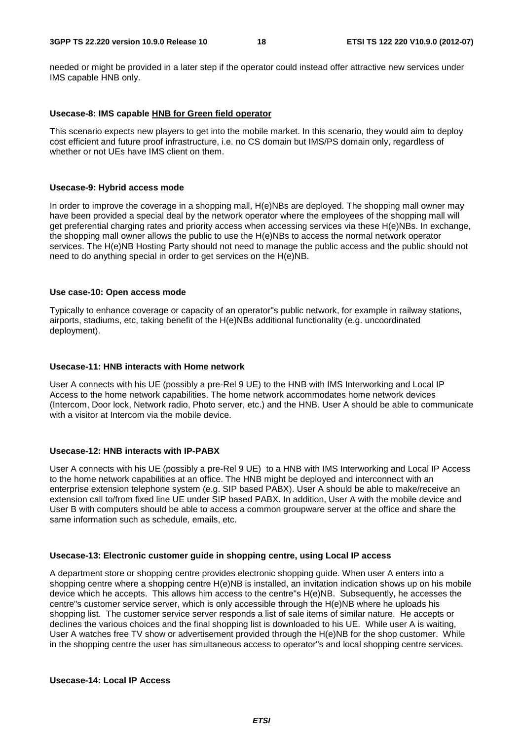needed or might be provided in a later step if the operator could instead offer attractive new services under IMS capable HNB only.

**Usecase-8: IMS capable HNB for Green field operator**

This scenario expects new players to get into the mobile market. In this scenario, they would aim to deploy cost efficient and future proof infrastructure, i.e. no CS domain but IMS/PS domain only, regardless of whether or not UEs have IMS client on them.

**Usecase-9: Hybrid access mode**

In order to improve the coverage in a shopping mall, H(e)NBs are deployed. The shopping mall owner may have been provided a special deal by the network operator where the employees of the shopping mall will get preferential charging rates and priority access when accessing services via these H(e)NBs. In exchange, the shopping mall owner allows the public to use the H(e)NBs to access the normal network operator services. The H(e)NB Hosting Party should not need to manage the public access and the public should not need to do anything special in order to get services on the H(e)NB.

**Use case-10: Open access mode**

Typically to enhance coverage or capacity of an operator"s public network, for example in railway stations, airports, stadiums, etc, taking benefit of the H(e)NBs additional functionality (e.g. uncoordinated deployment).

**Usecase-11: HNB interacts with Home network**

User A connects with his UE (possibly a pre-Rel 9 UE) to the HNB with IMS Interworking and Local IP Access to the home network capabilities. The home network accommodates home network devices (Intercom, Door lock, Network radio, Photo server, etc.) and the HNB. User A should be able to communicate with a visitor at Intercom via the mobile device.

**Usecase-12: HNB interacts with IP-PABX**

User A connects with his UE (possibly a pre-Rel 9 UE) to a HNB with IMS Interworking and Local IP Access to the home network capabilities at an office. The HNB might be deployed and interconnect with an enterprise extension telephone system (e.g. SIP based PABX). User A should be able to make/receive an extension call to/from fixed line UE under SIP based PABX. In addition, User A with the mobile device and User B with computers should be able to access a common groupware server at the office and share the same information such as schedule, emails, etc.

**Usecase-13: Electronic customer guide in shopping centre, using Local IP access**

A department store or shopping centre provides electronic shopping guide. When user A enters into a shopping centre where a shopping centre H(e)NB is installed, an invitation indication shows up on his mobile device which he accepts. This allows him access to the centre"s H(e)NB. Subsequently, he accesses the centre"s customer service server, which is only accessible through the H(e)NB where he uploads his shopping list. The customer service server responds a list of sale items of similar nature. He accepts or declines the various choices and the final shopping list is downloaded to his UE. While user A is waiting, User A watches free TV show or advertisement provided through the H(e)NB for the shop customer. While in the shopping centre the user has simultaneous access to operator"s and local shopping centre services.

**Usecase-14: Local IP Access**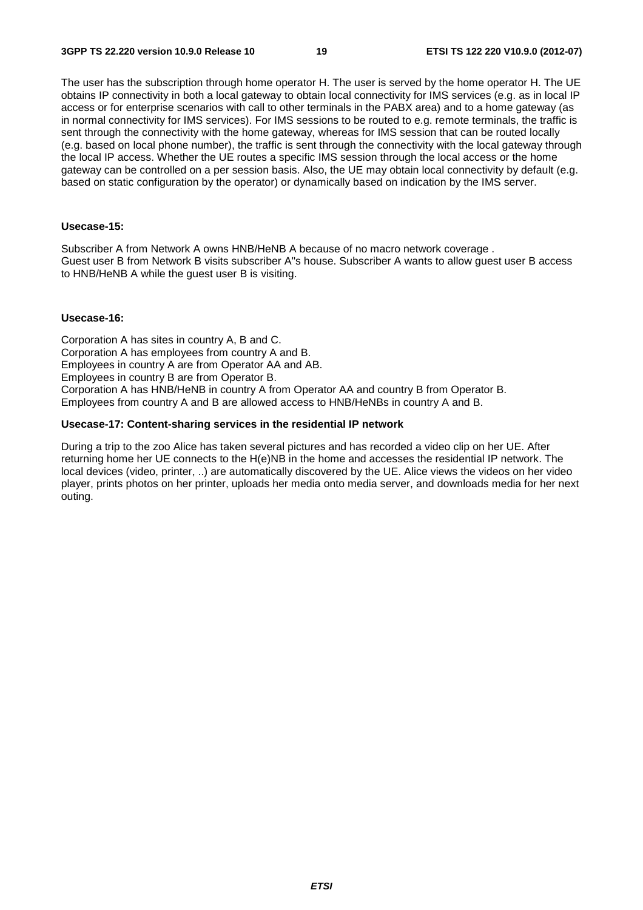The user has the subscription through home operator H. The user is served by the home operator H. The UE obtains IP connectivity in both a local gateway to obtain local connectivity for IMS services (e.g. as in local IP access or for enterprise scenarios with call to other terminals in the PABX area) and to a home gateway (as in normal connectivity for IMS services). For IMS sessions to be routed to e.g. remote terminals, the traffic is sent through the connectivity with the home gateway, whereas for IMS session that can be routed locally (e.g. based on local phone number), the traffic is sent through the connectivity with the local gateway through the local IP access. Whether the UE routes a specific IMS session through the local access or the home gateway can be controlled on a per session basis. Also, the UE may obtain local connectivity by default (e.g. based on static configuration by the operator) or dynamically based on indication by the IMS server.

**Usecase-15:**

Subscriber A from Network A owns HNB/HeNB A because of no macro network coverage .
Guest user B from Network B visits subscriber A"s house. Subscriber A wants to allow guest user B access to HNB/HeNB A while the guest user B is visiting.

**Usecase-16:**

Corporation A has sites in country A, B and C.
Corporation A has employees from country A and B.
Employees in country A are from Operator AA and AB.
Employees in country B are from Operator B.
Corporation A has HNB/HeNB in country A from Operator AA and country B from Operator B.
Employees from country A and B are allowed access to HNB/HeNBs in country A and B.

**Usecase-17: Content-sharing services in the residential IP network**

During a trip to the zoo Alice has taken several pictures and has recorded a video clip on her UE. After returning home her UE connects to the H(e)NB in the home and accesses the residential IP network. The local devices (video, printer, ..) are automatically discovered by the UE. Alice views the videos on her video player, prints photos on her printer, uploads her media onto media server, and downloads media for her next outing.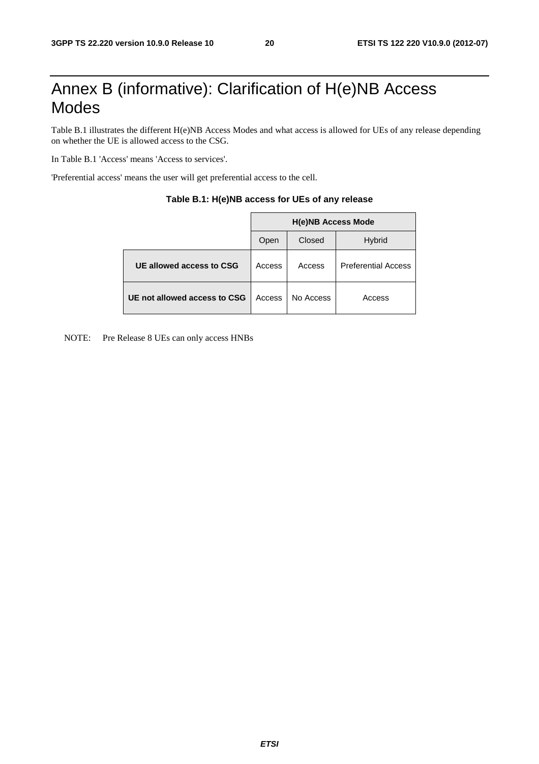# Annex B (informative): Clarification of H(e)NB Access Modes

Table B.1 illustrates the different H(e)NB Access Modes and what access is allowed for UEs of any release depending on whether the UE is allowed access to the CSG.

In Table B.1 'Access' means 'Access to services'.

'Preferential access' means the user will get preferential access to the cell.

**Table B.1: H(e)NB access for UEs of any release**

| | **H(e)NB Access Mode** | | |
|---|---|---|---|
| | Open | Closed | Hybrid |
| **UE allowed access to CSG** | Access | Access | Preferential Access |
| **UE not allowed access to CSG** | Access | No Access | Access |

NOTE: Pre Release 8 UEs can only access HNBs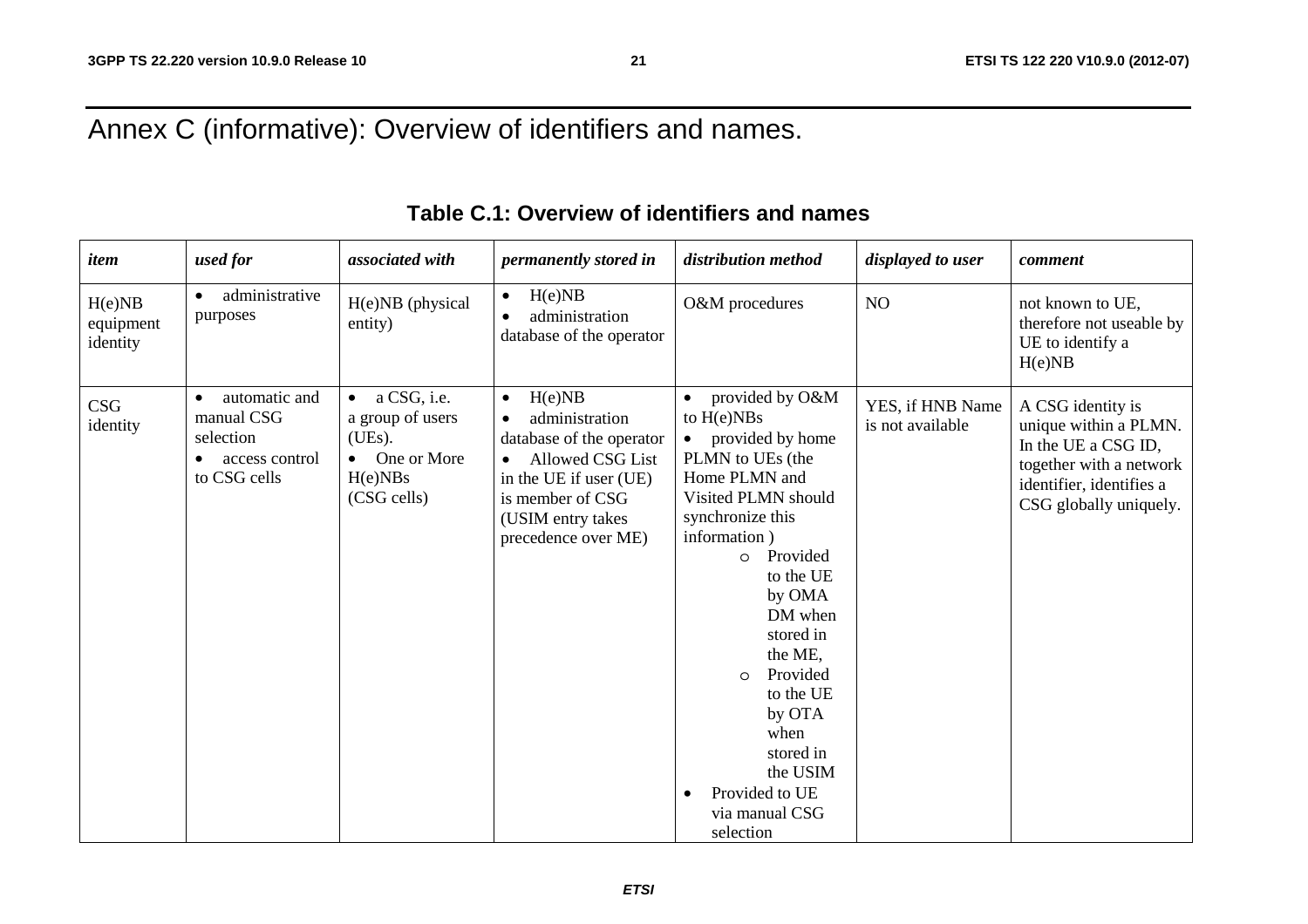# Annex C (informative): Overview of identifiers and names.

**Table C.1: Overview of identifiers and names**

| *item* | *used for* | *associated with* | *permanently stored in* | *distribution method* | *displayed to user* | *comment* |
|---|---|---|---|---|---|---|
| H(e)NB equipment identity | • administrative purposes | H(e)NB (physical entity) | • H(e)NB<br>• administration database of the operator | O&M procedures | NO | not known to UE, therefore not useable by UE to identify a H(e)NB |
| CSG identity | • automatic and manual CSG selection<br>• access control to CSG cells | • a CSG, i.e. a group of users (UEs).<br>• One or More H(e)NBs (CSG cells) | • H(e)NB<br>• administration database of the operator<br>• Allowed CSG List in the UE if user (UE) is member of CSG (USIM entry takes precedence over ME) | • provided by O&M to H(e)NBs<br>• provided by home PLMN to UEs (the Home PLMN and Visited PLMN should synchronize this information )<br>&nbsp;&nbsp;o Provided to the UE by OMA DM when stored in the ME,<br>&nbsp;&nbsp;o Provided to the UE by OTA when stored in the USIM<br>• Provided to UE via manual CSG selection | YES, if HNB Name is not available | A CSG identity is unique within a PLMN. In the UE a CSG ID, together with a network identifier, identifies a CSG globally uniquely. |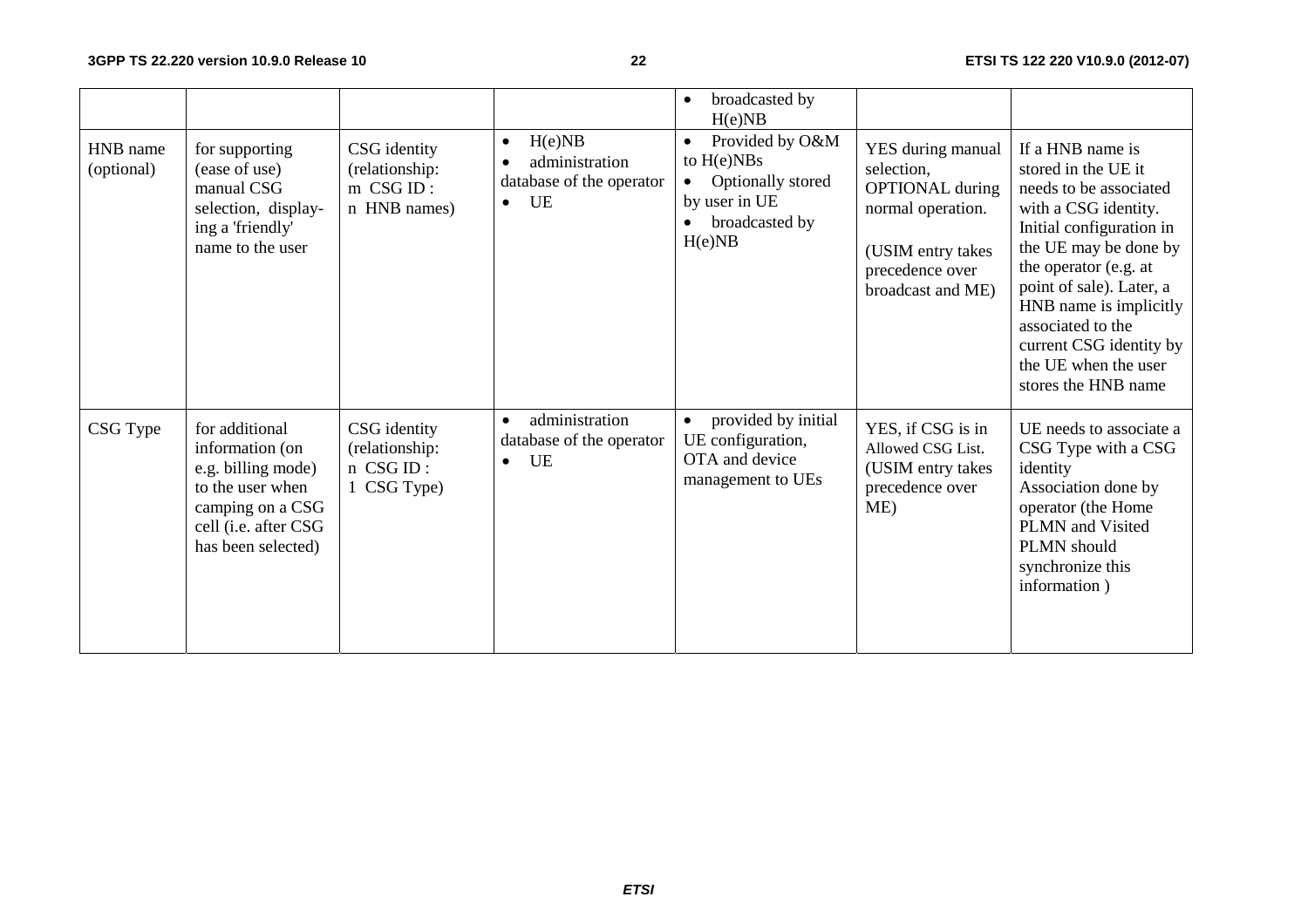|  |  |  |  | • broadcasted by H(e)NB |  |  |
|---|---|---|---|---|---|---|
| HNB name (optional) | for supporting (ease of use) manual CSG selection, display-ing a 'friendly' name to the user | CSG identity (relationship: m CSG ID : n HNB names) | • H(e)NB • administration database of the operator • UE | • Provided by O&M to H(e)NBs • Optionally stored by user in UE • broadcasted by H(e)NB | YES during manual selection, OPTIONAL during normal operation. (USIM entry takes precedence over broadcast and ME) | If a HNB name is stored in the UE it needs to be associated with a CSG identity. Initial configuration in the UE may be done by the operator (e.g. at point of sale). Later, a HNB name is implicitly associated to the current CSG identity by the UE when the user stores the HNB name |
| CSG Type | for additional information (on e.g. billing mode) to the user when camping on a CSG cell (i.e. after CSG has been selected) | CSG identity (relationship: n CSG ID : 1 CSG Type) | • administration database of the operator • UE | • provided by initial UE configuration, OTA and device management to UEs | YES, if CSG is in Allowed CSG List. (USIM entry takes precedence over ME) | UE needs to associate a CSG Type with a CSG identity Association done by operator (the Home PLMN and Visited PLMN should synchronize this information ) |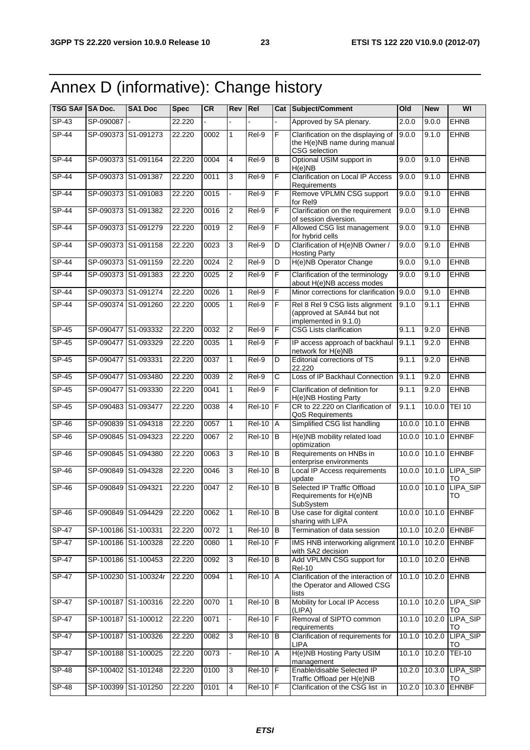# Annex D (informative): Change history

| TSG SA# | SA Doc. | SA1 Doc | Spec | CR | Rev | Rel | Cat | Subject/Comment | Old | New | WI |
|---|---|---|---|---|---|---|---|---|---|---|---|
| SP-43 | SP-090087 | - | 22.220 | - | - | - | - | Approved by SA plenary. | 2.0.0 | 9.0.0 | EHNB |
| SP-44 | SP-090373 | S1-091273 | 22.220 | 0002 | 1 | Rel-9 | F | Clarification on the displaying of the H(e)NB name during manual CSG selection | 9.0.0 | 9.1.0 | EHNB |
| SP-44 | SP-090373 | S1-091164 | 22.220 | 0004 | 4 | Rel-9 | B | Optional USIM support in H(e)NB | 9.0.0 | 9.1.0 | EHNB |
| SP-44 | SP-090373 | S1-091387 | 22.220 | 0011 | 3 | Rel-9 | F | Clarification on Local IP Access Requirements | 9.0.0 | 9.1.0 | EHNB |
| SP-44 | SP-090373 | S1-091083 | 22.220 | 0015 | - | Rel-9 | F | Remove VPLMN CSG support for Rel9 | 9.0.0 | 9.1.0 | EHNB |
| SP-44 | SP-090373 | S1-091382 | 22.220 | 0016 | 2 | Rel-9 | F | Clarification on the requirement of session diversion. | 9.0.0 | 9.1.0 | EHNB |
| SP-44 | SP-090373 | S1-091279 | 22.220 | 0019 | 2 | Rel-9 | F | Allowed CSG list management for hybrid cells | 9.0.0 | 9.1.0 | EHNB |
| SP-44 | SP-090373 | S1-091158 | 22.220 | 0023 | 3 | Rel-9 | D | Clarification of H(e)NB Owner / Hosting Party | 9.0.0 | 9.1.0 | EHNB |
| SP-44 | SP-090373 | S1-091159 | 22.220 | 0024 | 2 | Rel-9 | D | H(e)NB Operator Change | 9.0.0 | 9.1.0 | EHNB |
| SP-44 | SP-090373 | S1-091383 | 22.220 | 0025 | 2 | Rel-9 | F | Clarification of the terminology about H(e)NB access modes | 9.0.0 | 9.1.0 | EHNB |
| SP-44 | SP-090373 | S1-091274 | 22.220 | 0026 | 1 | Rel-9 | F | Minor corrections for clarification | 9.0.0 | 9.1.0 | EHNB |
| SP-44 | SP-090374 | S1-091260 | 22.220 | 0005 | 1 | Rel-9 | F | Rel 8 Rel 9 CSG lists alignment (approved at SA#44 but not implemented in 9.1.0) | 9.1.0 | 9.1.1 | EHNB |
| SP-45 | SP-090477 | S1-093332 | 22.220 | 0032 | 2 | Rel-9 | F | CSG Lists clarification | 9.1.1 | 9.2.0 | EHNB |
| SP-45 | SP-090477 | S1-093329 | 22.220 | 0035 | 1 | Rel-9 | F | IP access approach of backhaul network for H(e)NB | 9.1.1 | 9.2.0 | EHNB |
| SP-45 | SP-090477 | S1-093331 | 22.220 | 0037 | 1 | Rel-9 | D | Editorial corrections of TS 22.220 | 9.1.1 | 9.2.0 | EHNB |
| SP-45 | SP-090477 | S1-093480 | 22.220 | 0039 | 2 | Rel-9 | C | Loss of IP Backhaul Connection | 9.1.1 | 9.2.0 | EHNB |
| SP-45 | SP-090477 | S1-093330 | 22.220 | 0041 | 1 | Rel-9 | F | Clarification of definition for H(e)NB Hosting Party | 9.1.1 | 9.2.0 | EHNB |
| SP-45 | SP-090483 | S1-093477 | 22.220 | 0038 | 4 | Rel-10 | F | CR to 22.220 on Clarification of QoS Requirements | 9.1.1 | 10.0.0 | TEI 10 |
| SP-46 | SP-090839 | S1-094318 | 22.220 | 0057 | 1 | Rel-10 | A | Simplified CSG list handling | 10.0.0 | 10.1.0 | EHNB |
| SP-46 | SP-090845 | S1-094323 | 22.220 | 0067 | 2 | Rel-10 | B | H(e)NB mobility related load optimization | 10.0.0 | 10.1.0 | EHNBF |
| SP-46 | SP-090845 | S1-094380 | 22.220 | 0063 | 3 | Rel-10 | B | Requirements on HNBs in enterprise environments | 10.0.0 | 10.1.0 | EHNBF |
| SP-46 | SP-090849 | S1-094328 | 22.220 | 0046 | 3 | Rel-10 | B | Local IP Access requirements update | 10.0.0 | 10.1.0 | LIPA_SIPTO |
| SP-46 | SP-090849 | S1-094321 | 22.220 | 0047 | 2 | Rel-10 | B | Selected IP Traffic Offload Requirements for H(e)NB SubSystem | 10.0.0 | 10.1.0 | LIPA_SIPTO |
| SP-46 | SP-090849 | S1-094429 | 22.220 | 0062 | 1 | Rel-10 | B | Use case for digital content sharing with LIPA | 10.0.0 | 10.1.0 | EHNBF |
| SP-47 | SP-100186 | S1-100331 | 22.220 | 0072 | 1 | Rel-10 | B | Termination of data session | 10.1.0 | 10.2.0 | EHNBF |
| SP-47 | SP-100186 | S1-100328 | 22.220 | 0080 | 1 | Rel-10 | F | IMS HNB interworking alignment with SA2 decision | 10.1.0 | 10.2.0 | EHNBF |
| SP-47 | SP-100186 | S1-100453 | 22.220 | 0092 | 3 | Rel-10 | B | Add VPLMN CSG support for Rel-10 | 10.1.0 | 10.2.0 | EHNB |
| SP-47 | SP-100230 | S1-100324r | 22.220 | 0094 | 1 | Rel-10 | A | Clarification of the interaction of the Operator and Allowed CSG lists | 10.1.0 | 10.2.0 | EHNB |
| SP-47 | SP-100187 | S1-100316 | 22.220 | 0070 | 1 | Rel-10 | B | Mobility for Local IP Access (LIPA) | 10.1.0 | 10.2.0 | LIPA_SIPTO |
| SP-47 | SP-100187 | S1-100012 | 22.220 | 0071 | - | Rel-10 | F | Removal of SIPTO common requirements | 10.1.0 | 10.2.0 | LIPA_SIPTO |
| SP-47 | SP-100187 | S1-100326 | 22.220 | 0082 | 3 | Rel-10 | B | Clarification of requirements for LIPA | 10.1.0 | 10.2.0 | LIPA_SIPTO |
| SP-47 | SP-100188 | S1-100025 | 22.220 | 0073 | - | Rel-10 | A | H(e)NB Hosting Party USIM management | 10.1.0 | 10.2.0 | TEI-10 |
| SP-48 | SP-100402 | S1-101248 | 22.220 | 0100 | 3 | Rel-10 | F | Enable/disable Selected IP Traffic Offload per H(e)NB | 10.2.0 | 10.3.0 | LIPA_SIPTO |
| SP-48 | SP-100399 | S1-101250 | 22.220 | 0101 | 4 | Rel-10 | F | Clarification of the CSG list in | 10.2.0 | 10.3.0 | EHNBF |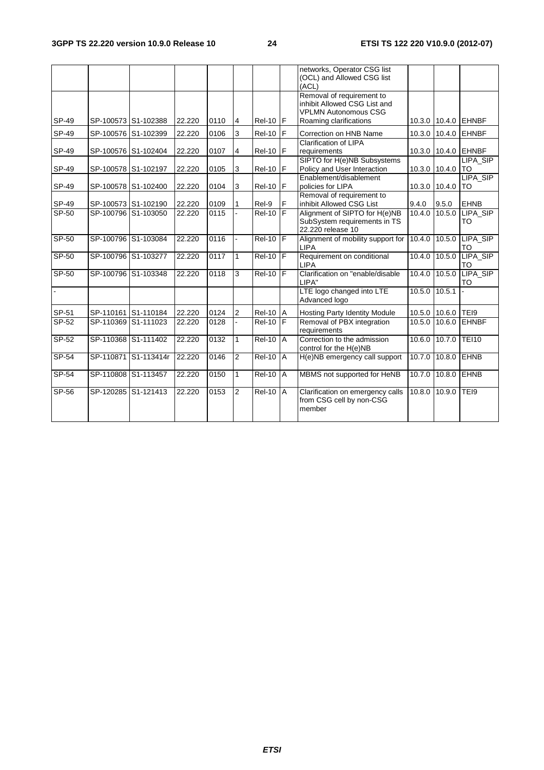| | | | | | | | | networks, Operator CSG list (OCL) and Allowed CSG list (ACL) | | | |
|---|---|---|---|---|---|---|---|---|---|---|---|
| SP-49 | SP-100573 | S1-102388 | 22.220 | 0110 | 4 | Rel-10 | F | Removal of requirement to inhibit Allowed CSG List and VPLMN Autonomous CSG Roaming clarifications | 10.3.0 | 10.4.0 | EHNBF |
| SP-49 | SP-100576 | S1-102399 | 22.220 | 0106 | 3 | Rel-10 | F | Correction on HNB Name | 10.3.0 | 10.4.0 | EHNBF |
| SP-49 | SP-100576 | S1-102404 | 22.220 | 0107 | 4 | Rel-10 | F | Clarification of LIPA requirements | 10.3.0 | 10.4.0 | EHNBF |
| SP-49 | SP-100578 | S1-102197 | 22.220 | 0105 | 3 | Rel-10 | F | SIPTO for H(e)NB Subsystems Policy and User Interaction | 10.3.0 | 10.4.0 | LIPA_SIPTO |
| SP-49 | SP-100578 | S1-102400 | 22.220 | 0104 | 3 | Rel-10 | F | Enablement/disablement policies for LIPA | 10.3.0 | 10.4.0 | LIPA_SIPTO |
| SP-49 | SP-100573 | S1-102190 | 22.220 | 0109 | 1 | Rel-9 | F | Removal of requirement to inhibit Allowed CSG List | 9.4.0 | 9.5.0 | EHNB |
| SP-50 | SP-100796 | S1-103050 | 22.220 | 0115 | - | Rel-10 | F | Alignment of SIPTO for H(e)NB SubSystem requirements in TS 22.220 release 10 | 10.4.0 | 10.5.0 | LIPA_SIPTO |
| SP-50 | SP-100796 | S1-103084 | 22.220 | 0116 | - | Rel-10 | F | Alignment of mobility support for LIPA | 10.4.0 | 10.5.0 | LIPA_SIPTO |
| SP-50 | SP-100796 | S1-103277 | 22.220 | 0117 | 1 | Rel-10 | F | Requirement on conditional LIPA | 10.4.0 | 10.5.0 | LIPA_SIPTO |
| SP-50 | SP-100796 | S1-103348 | 22.220 | 0118 | 3 | Rel-10 | F | Clarification on "enable/disable LIPA" | 10.4.0 | 10.5.0 | LIPA_SIPTO |
| - | | | | | | | | LTE logo changed into LTE Advanced logo | 10.5.0 | 10.5.1 | - |
| SP-51 | SP-110161 | S1-110184 | 22.220 | 0124 | 2 | Rel-10 | A | Hosting Party Identity Module | 10.5.0 | 10.6.0 | TEI9 |
| SP-52 | SP-110369 | S1-111023 | 22.220 | 0128 | - | Rel-10 | F | Removal of PBX integration requirements | 10.5.0 | 10.6.0 | EHNBF |
| SP-52 | SP-110368 | S1-111402 | 22.220 | 0132 | 1 | Rel-10 | A | Correction to the admission control for the H(e)NB | 10.6.0 | 10.7.0 | TEI10 |
| SP-54 | SP-110871 | S1-113414r | 22.220 | 0146 | 2 | Rel-10 | A | H(e)NB emergency call support | 10.7.0 | 10.8.0 | EHNB |
| SP-54 | SP-110808 | S1-113457 | 22.220 | 0150 | 1 | Rel-10 | A | MBMS not supported for HeNB | 10.7.0 | 10.8.0 | EHNB |
| SP-56 | SP-120285 | S1-121413 | 22.220 | 0153 | 2 | Rel-10 | A | Clarification on emergency calls from CSG cell by non-CSG member | 10.8.0 | 10.9.0 | TEI9 |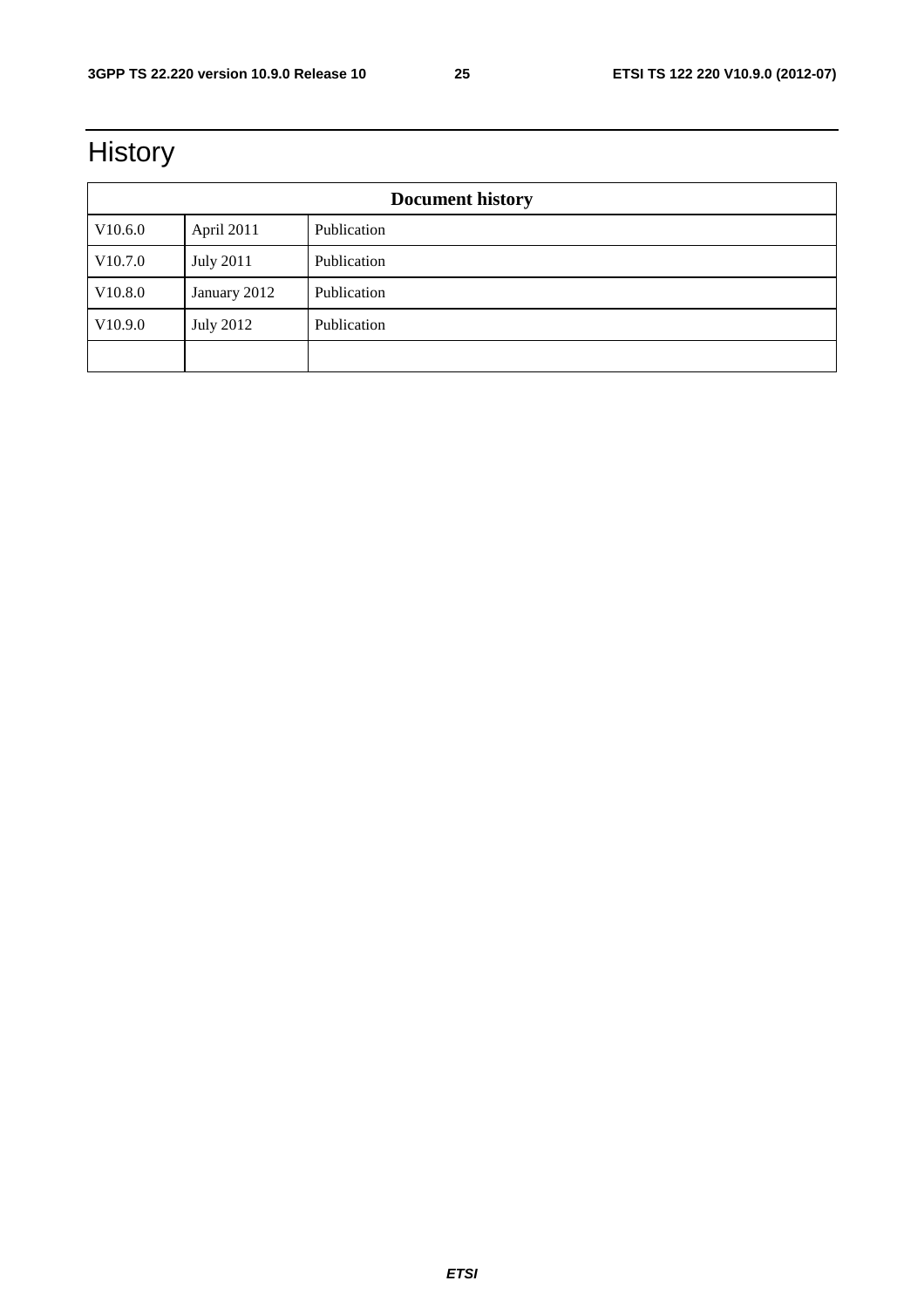# History

| Document history | | |
|---|---|---|
| V10.6.0 | April 2011 | Publication |
| V10.7.0 | July 2011 | Publication |
| V10.8.0 | January 2012 | Publication |
| V10.9.0 | July 2012 | Publication |
| | | |